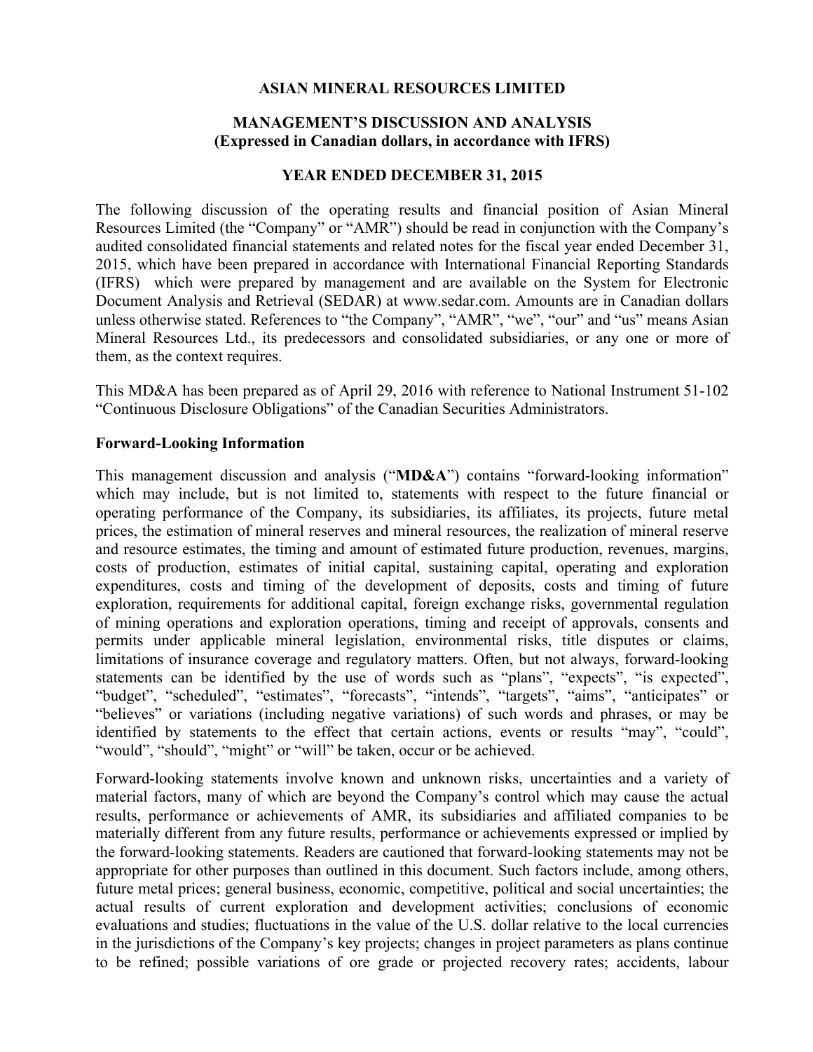# ASIAN MINERAL RESOURCES LIMITED

## MANAGEMENT'S DISCUSSION AND ANALYSIS
**(Expressed in Canadian dollars, in accordance with IFRS)**

## YEAR ENDED DECEMBER 31, 2015

The following discussion of the operating results and financial position of Asian Mineral Resources Limited (the "Company" or "AMR") should be read in conjunction with the Company's audited consolidated financial statements and related notes for the fiscal year ended December 31, 2015, which have been prepared in accordance with International Financial Reporting Standards (IFRS) which were prepared by management and are available on the System for Electronic Document Analysis and Retrieval (SEDAR) at www.sedar.com. Amounts are in Canadian dollars unless otherwise stated. References to "the Company", "AMR", "we", "our" and "us" means Asian Mineral Resources Ltd., its predecessors and consolidated subsidiaries, or any one or more of them, as the context requires.

This MD&A has been prepared as of April 29, 2016 with reference to National Instrument 51-102 "Continuous Disclosure Obligations" of the Canadian Securities Administrators.

### Forward-Looking Information

This management discussion and analysis ("**MD&A**") contains "forward-looking information" which may include, but is not limited to, statements with respect to the future financial or operating performance of the Company, its subsidiaries, its affiliates, its projects, future metal prices, the estimation of mineral reserves and mineral resources, the realization of mineral reserve and resource estimates, the timing and amount of estimated future production, revenues, margins, costs of production, estimates of initial capital, sustaining capital, operating and exploration expenditures, costs and timing of the development of deposits, costs and timing of future exploration, requirements for additional capital, foreign exchange risks, governmental regulation of mining operations and exploration operations, timing and receipt of approvals, consents and permits under applicable mineral legislation, environmental risks, title disputes or claims, limitations of insurance coverage and regulatory matters. Often, but not always, forward-looking statements can be identified by the use of words such as "plans", "expects", "is expected", "budget", "scheduled", "estimates", "forecasts", "intends", "targets", "aims", "anticipates" or "believes" or variations (including negative variations) of such words and phrases, or may be identified by statements to the effect that certain actions, events or results "may", "could", "would", "should", "might" or "will" be taken, occur or be achieved.

Forward-looking statements involve known and unknown risks, uncertainties and a variety of material factors, many of which are beyond the Company's control which may cause the actual results, performance or achievements of AMR, its subsidiaries and affiliated companies to be materially different from any future results, performance or achievements expressed or implied by the forward-looking statements. Readers are cautioned that forward-looking statements may not be appropriate for other purposes than outlined in this document. Such factors include, among others, future metal prices; general business, economic, competitive, political and social uncertainties; the actual results of current exploration and development activities; conclusions of economic evaluations and studies; fluctuations in the value of the U.S. dollar relative to the local currencies in the jurisdictions of the Company's key projects; changes in project parameters as plans continue to be refined; possible variations of ore grade or projected recovery rates; accidents, labour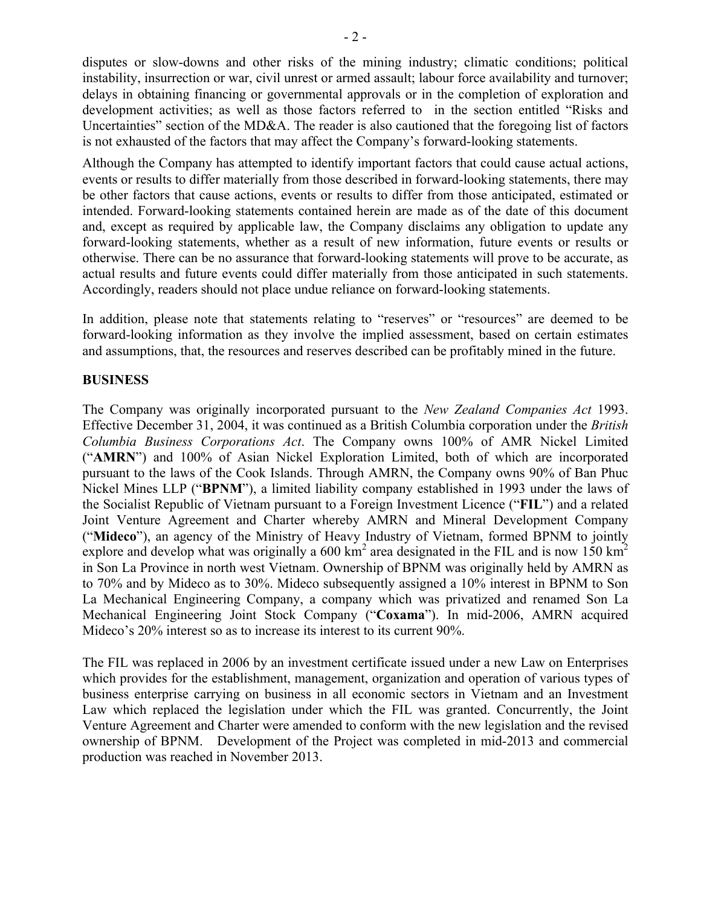disputes or slow-downs and other risks of the mining industry; climatic conditions; political instability, insurrection or war, civil unrest or armed assault; labour force availability and turnover; delays in obtaining financing or governmental approvals or in the completion of exploration and development activities; as well as those factors referred to in the section entitled "Risks and Uncertainties" section of the MD&A. The reader is also cautioned that the foregoing list of factors is not exhausted of the factors that may affect the Company's forward-looking statements.

Although the Company has attempted to identify important factors that could cause actual actions, events or results to differ materially from those described in forward-looking statements, there may be other factors that cause actions, events or results to differ from those anticipated, estimated or intended. Forward-looking statements contained herein are made as of the date of this document and, except as required by applicable law, the Company disclaims any obligation to update any forward-looking statements, whether as a result of new information, future events or results or otherwise. There can be no assurance that forward-looking statements will prove to be accurate, as actual results and future events could differ materially from those anticipated in such statements. Accordingly, readers should not place undue reliance on forward-looking statements.

In addition, please note that statements relating to "reserves" or "resources" are deemed to be forward-looking information as they involve the implied assessment, based on certain estimates and assumptions, that, the resources and reserves described can be profitably mined in the future.

## BUSINESS

The Company was originally incorporated pursuant to the *New Zealand Companies Act* 1993. Effective December 31, 2004, it was continued as a British Columbia corporation under the *British Columbia Business Corporations Act*. The Company owns 100% of AMR Nickel Limited ("**AMRN**") and 100% of Asian Nickel Exploration Limited, both of which are incorporated pursuant to the laws of the Cook Islands. Through AMRN, the Company owns 90% of Ban Phuc Nickel Mines LLP ("**BPNM**"), a limited liability company established in 1993 under the laws of the Socialist Republic of Vietnam pursuant to a Foreign Investment Licence ("**FIL**") and a related Joint Venture Agreement and Charter whereby AMRN and Mineral Development Company ("**Mideco**"), an agency of the Ministry of Heavy Industry of Vietnam, formed BPNM to jointly explore and develop what was originally a 600 $km^2$ area designated in the FIL and is now 150 $km^2$ in Son La Province in north west Vietnam. Ownership of BPNM was originally held by AMRN as to 70% and by Mideco as to 30%. Mideco subsequently assigned a 10% interest in BPNM to Son La Mechanical Engineering Company, a company which was privatized and renamed Son La Mechanical Engineering Joint Stock Company ("**Coxama**"). In mid-2006, AMRN acquired Mideco's 20% interest so as to increase its interest to its current 90%.

The FIL was replaced in 2006 by an investment certificate issued under a new Law on Enterprises which provides for the establishment, management, organization and operation of various types of business enterprise carrying on business in all economic sectors in Vietnam and an Investment Law which replaced the legislation under which the FIL was granted. Concurrently, the Joint Venture Agreement and Charter were amended to conform with the new legislation and the revised ownership of BPNM. Development of the Project was completed in mid-2013 and commercial production was reached in November 2013.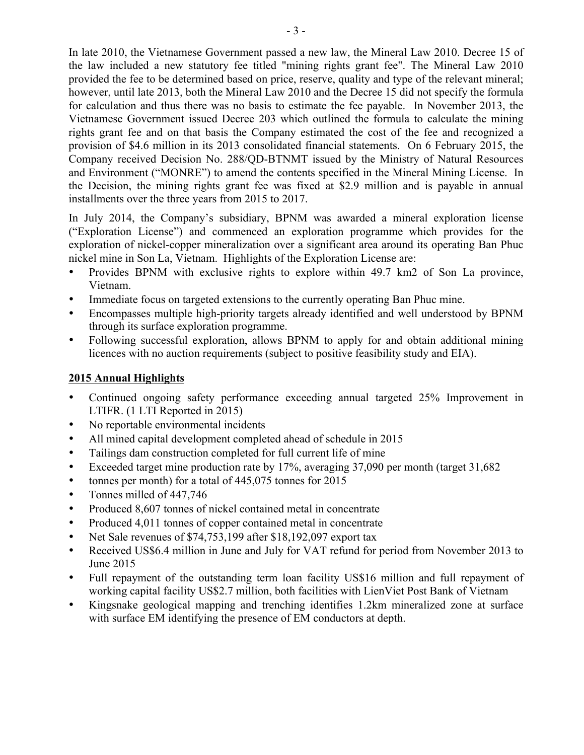In late 2010, the Vietnamese Government passed a new law, the Mineral Law 2010. Decree 15 of the law included a new statutory fee titled "mining rights grant fee". The Mineral Law 2010 provided the fee to be determined based on price, reserve, quality and type of the relevant mineral; however, until late 2013, both the Mineral Law 2010 and the Decree 15 did not specify the formula for calculation and thus there was no basis to estimate the fee payable. In November 2013, the Vietnamese Government issued Decree 203 which outlined the formula to calculate the mining rights grant fee and on that basis the Company estimated the cost of the fee and recognized a provision of $4.6 million in its 2013 consolidated financial statements. On 6 February 2015, the Company received Decision No. 288/QD-BTNMT issued by the Ministry of Natural Resources and Environment ("MONRE") to amend the contents specified in the Mineral Mining License. In the Decision, the mining rights grant fee was fixed at $2.9 million and is payable in annual installments over the three years from 2015 to 2017.

In July 2014, the Company's subsidiary, BPNM was awarded a mineral exploration license ("Exploration License") and commenced an exploration programme which provides for the exploration of nickel-copper mineralization over a significant area around its operating Ban Phuc nickel mine in Son La, Vietnam. Highlights of the Exploration License are:

- Provides BPNM with exclusive rights to explore within 49.7 km2 of Son La province, Vietnam.
- Immediate focus on targeted extensions to the currently operating Ban Phuc mine.
- Encompasses multiple high-priority targets already identified and well understood by BPNM through its surface exploration programme.
- Following successful exploration, allows BPNM to apply for and obtain additional mining licences with no auction requirements (subject to positive feasibility study and EIA).

## 2015 Annual Highlights

- Continued ongoing safety performance exceeding annual targeted 25% Improvement in LTIFR. (1 LTI Reported in 2015)
- No reportable environmental incidents
- All mined capital development completed ahead of schedule in 2015
- Tailings dam construction completed for full current life of mine
- Exceeded target mine production rate by 17%, averaging 37,090 per month (target 31,682
- tonnes per month) for a total of 445,075 tonnes for 2015
- Tonnes milled of 447,746
- Produced 8,607 tonnes of nickel contained metal in concentrate
- Produced 4,011 tonnes of copper contained metal in concentrate
- Net Sale revenues of $74,753,199 after $18,192,097 export tax
- Received US$6.4 million in June and July for VAT refund for period from November 2013 to June 2015
- Full repayment of the outstanding term loan facility US$16 million and full repayment of working capital facility US$2.7 million, both facilities with LienViet Post Bank of Vietnam
- Kingsnake geological mapping and trenching identifies 1.2km mineralized zone at surface with surface EM identifying the presence of EM conductors at depth.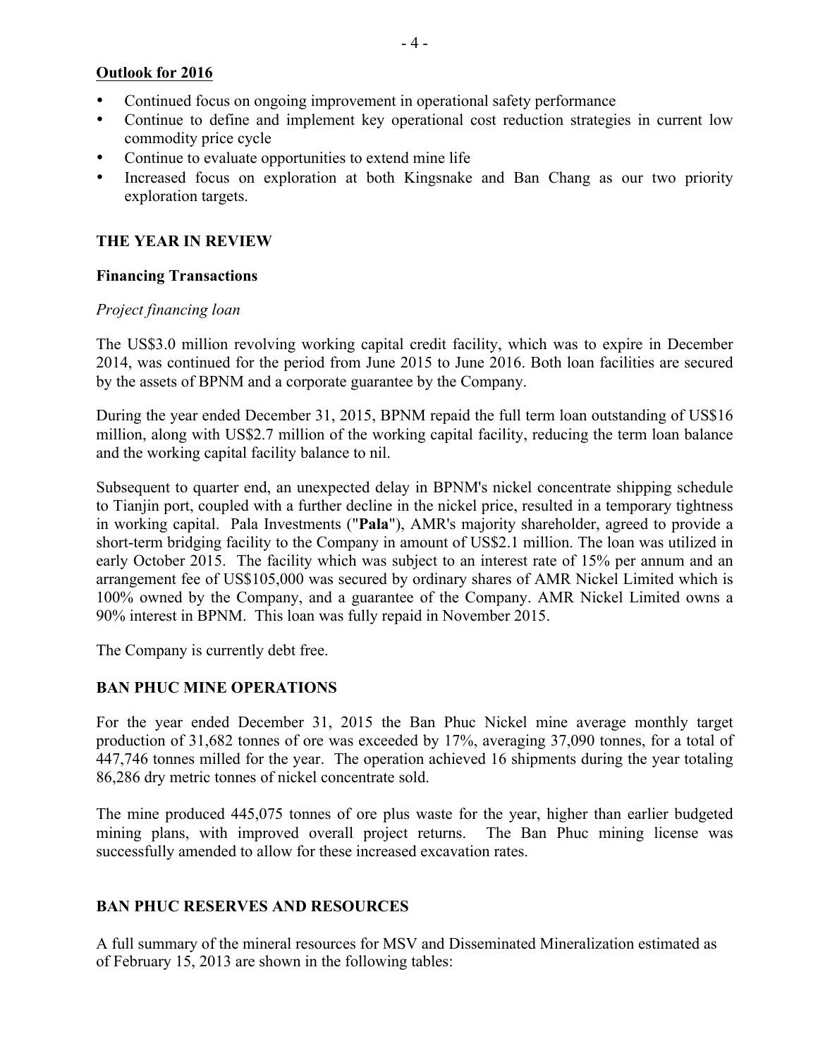**Outlook for 2016**

- Continued focus on ongoing improvement in operational safety performance
- Continue to define and implement key operational cost reduction strategies in current low commodity price cycle
- Continue to evaluate opportunities to extend mine life
- Increased focus on exploration at both Kingsnake and Ban Chang as our two priority exploration targets.

## THE YEAR IN REVIEW

### Financing Transactions

*Project financing loan*

The US$3.0 million revolving working capital credit facility, which was to expire in December 2014, was continued for the period from June 2015 to June 2016. Both loan facilities are secured by the assets of BPNM and a corporate guarantee by the Company.

During the year ended December 31, 2015, BPNM repaid the full term loan outstanding of US$16 million, along with US$2.7 million of the working capital facility, reducing the term loan balance and the working capital facility balance to nil.

Subsequent to quarter end, an unexpected delay in BPNM's nickel concentrate shipping schedule to Tianjin port, coupled with a further decline in the nickel price, resulted in a temporary tightness in working capital. Pala Investments ("**Pala**"), AMR's majority shareholder, agreed to provide a short-term bridging facility to the Company in amount of US$2.1 million. The loan was utilized in early October 2015. The facility which was subject to an interest rate of 15% per annum and an arrangement fee of US$105,000 was secured by ordinary shares of AMR Nickel Limited which is 100% owned by the Company, and a guarantee of the Company. AMR Nickel Limited owns a 90% interest in BPNM. This loan was fully repaid in November 2015.

The Company is currently debt free.

## BAN PHUC MINE OPERATIONS

For the year ended December 31, 2015 the Ban Phuc Nickel mine average monthly target production of 31,682 tonnes of ore was exceeded by 17%, averaging 37,090 tonnes, for a total of 447,746 tonnes milled for the year. The operation achieved 16 shipments during the year totaling 86,286 dry metric tonnes of nickel concentrate sold.

The mine produced 445,075 tonnes of ore plus waste for the year, higher than earlier budgeted mining plans, with improved overall project returns. The Ban Phuc mining license was successfully amended to allow for these increased excavation rates.

## BAN PHUC RESERVES AND RESOURCES

A full summary of the mineral resources for MSV and Disseminated Mineralization estimated as of February 15, 2013 are shown in the following tables: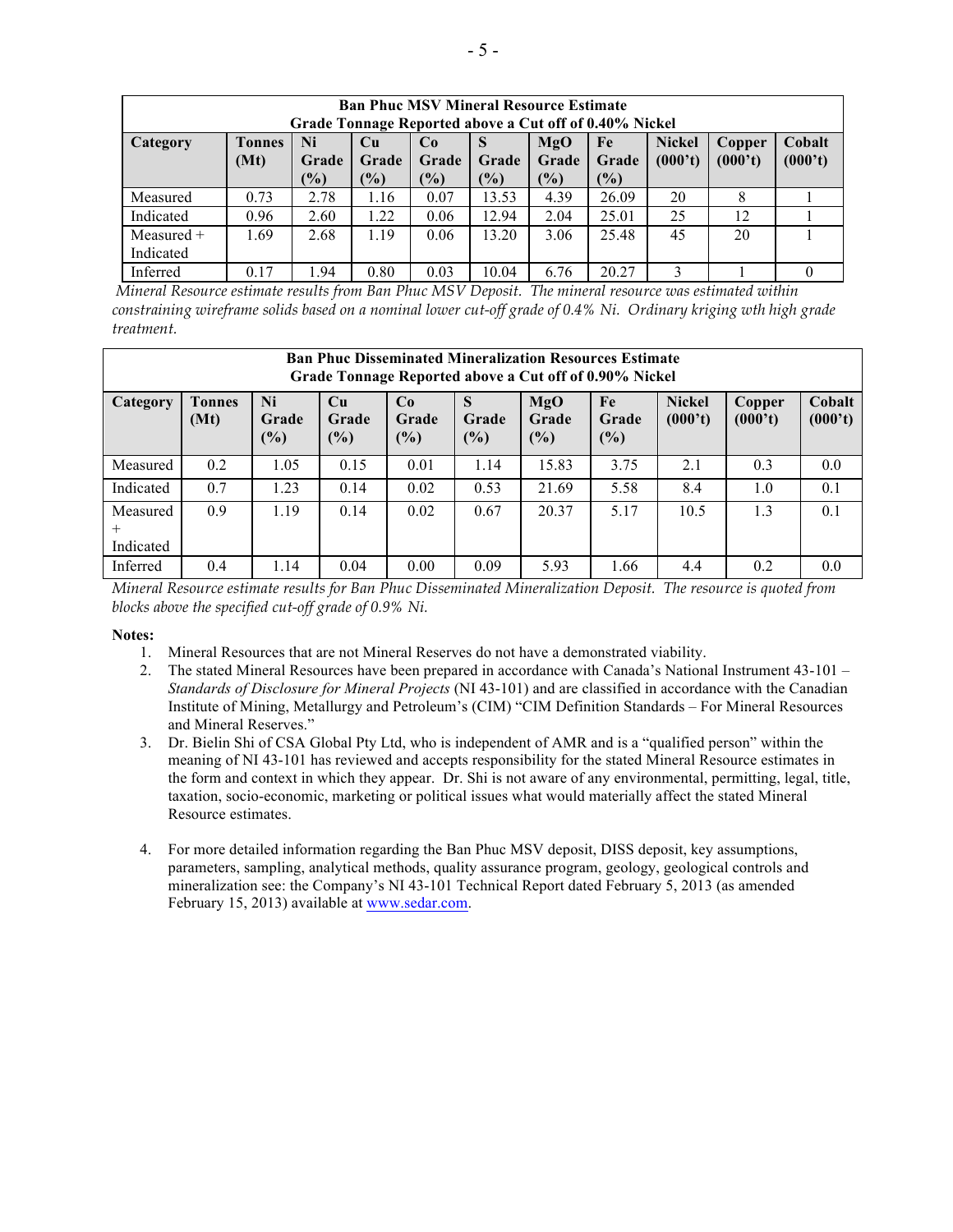| Ban Phuc MSV Mineral Resource Estimate<br>Grade Tonnage Reported above a Cut off of 0.40% Nickel | | | | | | | | | | |
|---|---|---|---|---|---|---|---|---|---|---|
| **Category** | **Tonnes (Mt)** | **Ni Grade (%)** | **Cu Grade (%)** | **Co Grade (%)** | **S Grade (%)** | **MgO Grade (%)** | **Fe Grade (%)** | **Nickel (000't)** | **Copper (000't)** | **Cobalt (000't)** |
| Measured | 0.73 | 2.78 | 1.16 | 0.07 | 13.53 | 4.39 | 26.09 | 20 | 8 | 1 |
| Indicated | 0.96 | 2.60 | 1.22 | 0.06 | 12.94 | 2.04 | 25.01 | 25 | 12 | 1 |
| Measured + Indicated | 1.69 | 2.68 | 1.19 | 0.06 | 13.20 | 3.06 | 25.48 | 45 | 20 | 1 |
| Inferred | 0.17 | 1.94 | 0.80 | 0.03 | 10.04 | 6.76 | 20.27 | 3 | 1 | 0 |

*Mineral Resource estimate results from Ban Phuc MSV Deposit. The mineral resource was estimated within constraining wireframe solids based on a nominal lower cut-off grade of 0.4% Ni. Ordinary kriging wth high grade treatment.*

| Ban Phuc Disseminated Mineralization Resources Estimate<br>Grade Tonnage Reported above a Cut off of 0.90% Nickel | | | | | | | | | | |
|---|---|---|---|---|---|---|---|---|---|---|
| **Category** | **Tonnes (Mt)** | **Ni Grade (%)** | **Cu Grade (%)** | **Co Grade (%)** | **S Grade (%)** | **MgO Grade (%)** | **Fe Grade (%)** | **Nickel (000't)** | **Copper (000't)** | **Cobalt (000't)** |
| Measured | 0.2 | 1.05 | 0.15 | 0.01 | 1.14 | 15.83 | 3.75 | 2.1 | 0.3 | 0.0 |
| Indicated | 0.7 | 1.23 | 0.14 | 0.02 | 0.53 | 21.69 | 5.58 | 8.4 | 1.0 | 0.1 |
| Measured + Indicated | 0.9 | 1.19 | 0.14 | 0.02 | 0.67 | 20.37 | 5.17 | 10.5 | 1.3 | 0.1 |
| Inferred | 0.4 | 1.14 | 0.04 | 0.00 | 0.09 | 5.93 | 1.66 | 4.4 | 0.2 | 0.0 |

*Mineral Resource estimate results for Ban Phuc Disseminated Mineralization Deposit. The resource is quoted from blocks above the specified cut-off grade of 0.9% Ni.*

**Notes:**

1. Mineral Resources that are not Mineral Reserves do not have a demonstrated viability.
2. The stated Mineral Resources have been prepared in accordance with Canada's National Instrument 43-101 – *Standards of Disclosure for Mineral Projects* (NI 43-101) and are classified in accordance with the Canadian Institute of Mining, Metallurgy and Petroleum's (CIM) "CIM Definition Standards – For Mineral Resources and Mineral Reserves."
3. Dr. Bielin Shi of CSA Global Pty Ltd, who is independent of AMR and is a "qualified person" within the meaning of NI 43-101 has reviewed and accepts responsibility for the stated Mineral Resource estimates in the form and context in which they appear. Dr. Shi is not aware of any environmental, permitting, legal, title, taxation, socio-economic, marketing or political issues what would materially affect the stated Mineral Resource estimates.
4. For more detailed information regarding the Ban Phuc MSV deposit, DISS deposit, key assumptions, parameters, sampling, analytical methods, quality assurance program, geology, geological controls and mineralization see: the Company's NI 43-101 Technical Report dated February 5, 2013 (as amended February 15, 2013) available at www.sedar.com.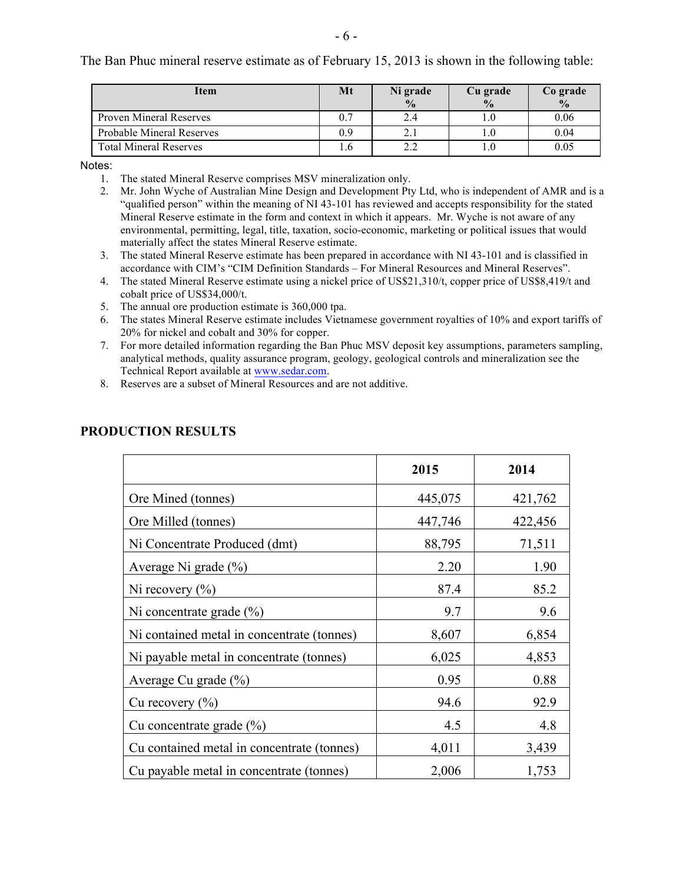The Ban Phuc mineral reserve estimate as of February 15, 2013 is shown in the following table:

| Item | Mt | Ni grade % | Cu grade % | Co grade % |
|---|---|---|---|---|
| Proven Mineral Reserves | 0.7 | 2.4 | 1.0 | 0.06 |
| Probable Mineral Reserves | 0.9 | 2.1 | 1.0 | 0.04 |
| Total Mineral Reserves | 1.6 | 2.2 | 1.0 | 0.05 |

Notes:

1. The stated Mineral Reserve comprises MSV mineralization only.
2. Mr. John Wyche of Australian Mine Design and Development Pty Ltd, who is independent of AMR and is a "qualified person" within the meaning of NI 43-101 has reviewed and accepts responsibility for the stated Mineral Reserve estimate in the form and context in which it appears. Mr. Wyche is not aware of any environmental, permitting, legal, title, taxation, socio-economic, marketing or political issues that would materially affect the states Mineral Reserve estimate.
3. The stated Mineral Reserve estimate has been prepared in accordance with NI 43-101 and is classified in accordance with CIM's "CIM Definition Standards – For Mineral Resources and Mineral Reserves".
4. The stated Mineral Reserve estimate using a nickel price of US$21,310/t, copper price of US$8,419/t and cobalt price of US$34,000/t.
5. The annual ore production estimate is 360,000 tpa.
6. The states Mineral Reserve estimate includes Vietnamese government royalties of 10% and export tariffs of 20% for nickel and cobalt and 30% for copper.
7. For more detailed information regarding the Ban Phuc MSV deposit key assumptions, parameters sampling, analytical methods, quality assurance program, geology, geological controls and mineralization see the Technical Report available at www.sedar.com.
8. Reserves are a subset of Mineral Resources and are not additive.

## PRODUCTION RESULTS

| | 2015 | 2014 |
|---|---|---|
| Ore Mined (tonnes) | 445,075 | 421,762 |
| Ore Milled (tonnes) | 447,746 | 422,456 |
| Ni Concentrate Produced (dmt) | 88,795 | 71,511 |
| Average Ni grade (%) | 2.20 | 1.90 |
| Ni recovery (%) | 87.4 | 85.2 |
| Ni concentrate grade (%) | 9.7 | 9.6 |
| Ni contained metal in concentrate (tonnes) | 8,607 | 6,854 |
| Ni payable metal in concentrate (tonnes) | 6,025 | 4,853 |
| Average Cu grade (%) | 0.95 | 0.88 |
| Cu recovery (%) | 94.6 | 92.9 |
| Cu concentrate grade (%) | 4.5 | 4.8 |
| Cu contained metal in concentrate (tonnes) | 4,011 | 3,439 |
| Cu payable metal in concentrate (tonnes) | 2,006 | 1,753 |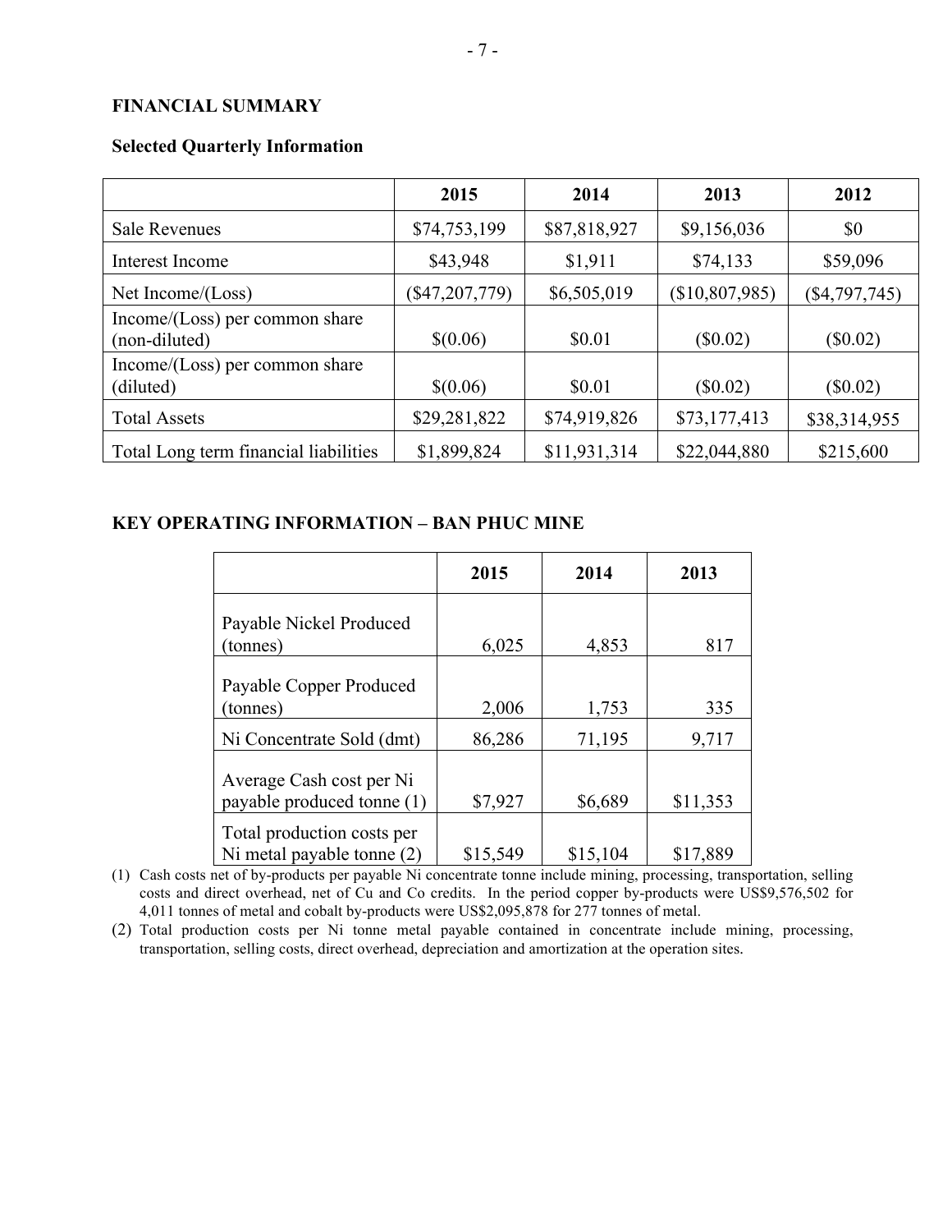## FINANCIAL SUMMARY

### Selected Quarterly Information

| | 2015 | 2014 | 2013 | 2012 |
|---|---|---|---|---|
| Sale Revenues | $74,753,199 | $87,818,927 | $9,156,036 | $0 |
| Interest Income | $43,948 | $1,911 | $74,133 | $59,096 |
| Net Income/(Loss) | ($47,207,779) | $6,505,019 | ($10,807,985) | ($4,797,745) |
| Income/(Loss) per common share (non-diluted) | $(0.06) | $0.01 | ($0.02) | ($0.02) |
| Income/(Loss) per common share (diluted) | $(0.06) | $0.01 | ($0.02) | ($0.02) |
| Total Assets | $29,281,822 | $74,919,826 | $73,177,413 | $38,314,955 |
| Total Long term financial liabilities | $1,899,824 | $11,931,314 | $22,044,880 | $215,600 |

## KEY OPERATING INFORMATION – BAN PHUC MINE

| | 2015 | 2014 | 2013 |
|---|---|---|---|
| Payable Nickel Produced (tonnes) | 6,025 | 4,853 | 817 |
| Payable Copper Produced (tonnes) | 2,006 | 1,753 | 335 |
| Ni Concentrate Sold (dmt) | 86,286 | 71,195 | 9,717 |
| Average Cash cost per Ni payable produced tonne (1) | $7,927 | $6,689 | $11,353 |
| Total production costs per Ni metal payable tonne (2) | $15,549 | $15,104 | $17,889 |

(1) Cash costs net of by-products per payable Ni concentrate tonne include mining, processing, transportation, selling costs and direct overhead, net of Cu and Co credits. In the period copper by-products were US$9,576,502 for 4,011 tonnes of metal and cobalt by-products were US$2,095,878 for 277 tonnes of metal.

(2) Total production costs per Ni tonne metal payable contained in concentrate include mining, processing, transportation, selling costs, direct overhead, depreciation and amortization at the operation sites.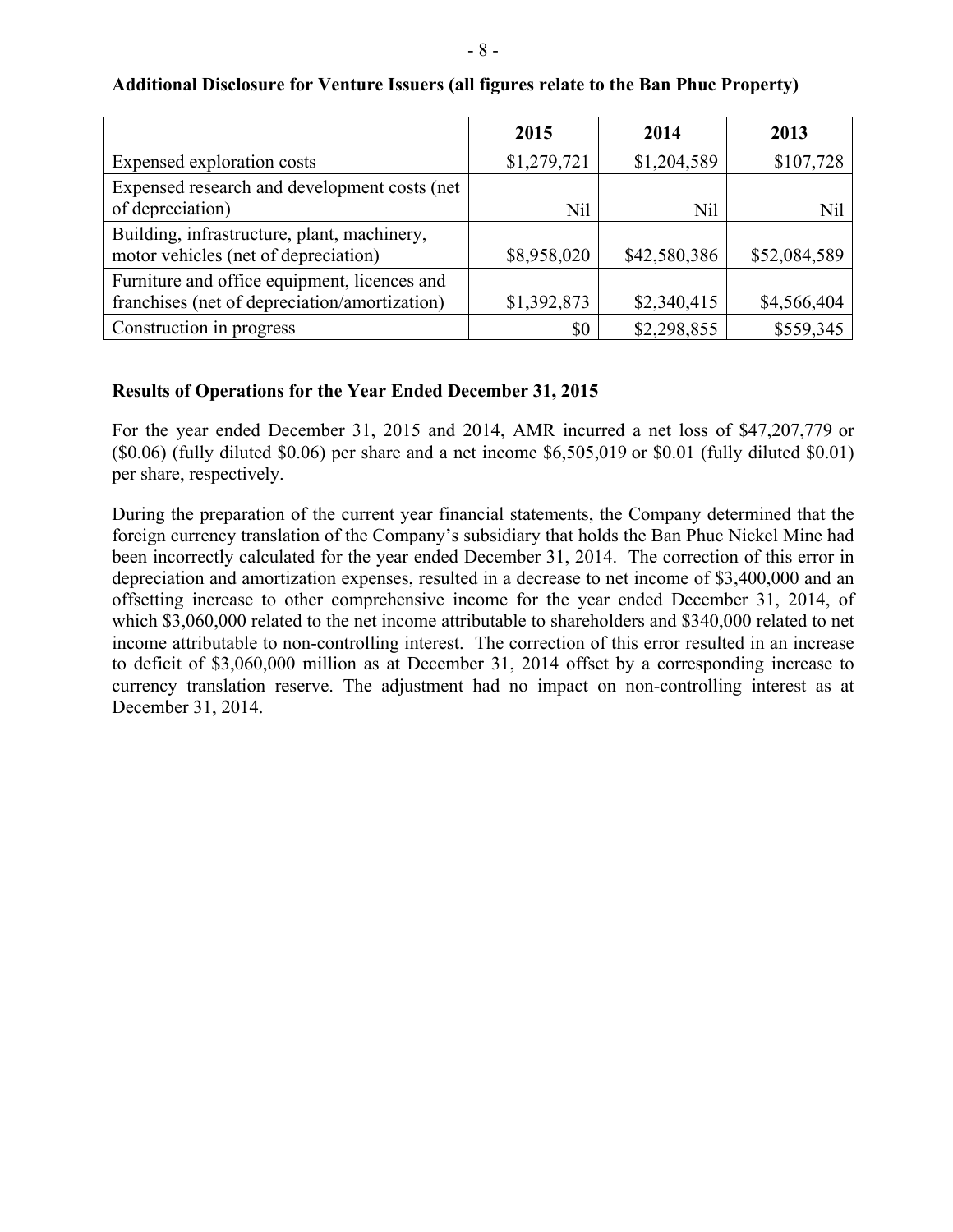**Additional Disclosure for Venture Issuers (all figures relate to the Ban Phuc Property)**

| | 2015 | 2014 | 2013 |
|---|---|---|---|
| Expensed exploration costs | $1,279,721 | $1,204,589 | $107,728 |
| Expensed research and development costs (net of depreciation) | Nil | Nil | Nil |
| Building, infrastructure, plant, machinery, motor vehicles (net of depreciation) | $8,958,020 | $42,580,386 | $52,084,589 |
| Furniture and office equipment, licences and franchises (net of depreciation/amortization) | $1,392,873 | $2,340,415 | $4,566,404 |
| Construction in progress | $0 | $2,298,855 | $559,345 |

**Results of Operations for the Year Ended December 31, 2015**

For the year ended December 31, 2015 and 2014, AMR incurred a net loss of $47,207,779 or ($0.06) (fully diluted $0.06) per share and a net income $6,505,019 or $0.01 (fully diluted $0.01) per share, respectively.

During the preparation of the current year financial statements, the Company determined that the foreign currency translation of the Company's subsidiary that holds the Ban Phuc Nickel Mine had been incorrectly calculated for the year ended December 31, 2014. The correction of this error in depreciation and amortization expenses, resulted in a decrease to net income of $3,400,000 and an offsetting increase to other comprehensive income for the year ended December 31, 2014, of which $3,060,000 related to the net income attributable to shareholders and $340,000 related to net income attributable to non-controlling interest. The correction of this error resulted in an increase to deficit of $3,060,000 million as at December 31, 2014 offset by a corresponding increase to currency translation reserve. The adjustment had no impact on non-controlling interest as at December 31, 2014.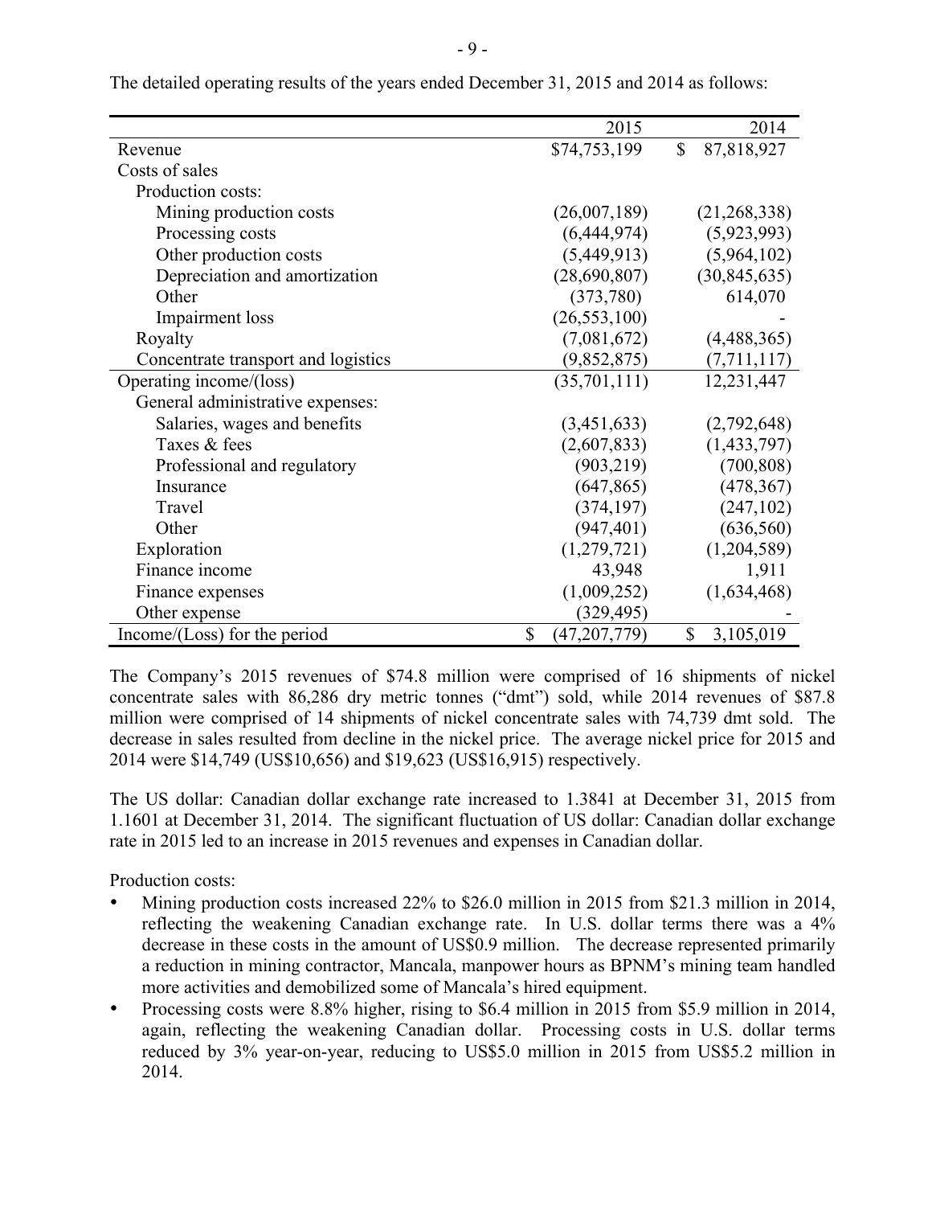The detailed operating results of the years ended December 31, 2015 and 2014 as follows:

| | 2015 | 2014 |
|---|---|---|
| Revenue | $74,753,199 | $ 87,818,927 |
| Costs of sales | | |
| Production costs: | | |
| Mining production costs | (26,007,189) | (21,268,338) |
| Processing costs | (6,444,974) | (5,923,993) |
| Other production costs | (5,449,913) | (5,964,102) |
| Depreciation and amortization | (28,690,807) | (30,845,635) |
| Other | (373,780) | 614,070 |
| Impairment loss | (26,553,100) | - |
| Royalty | (7,081,672) | (4,488,365) |
| Concentrate transport and logistics | (9,852,875) | (7,711,117) |
| Operating income/(loss) | (35,701,111) | 12,231,447 |
| General administrative expenses: | | |
| Salaries, wages and benefits | (3,451,633) | (2,792,648) |
| Taxes & fees | (2,607,833) | (1,433,797) |
| Professional and regulatory | (903,219) | (700,808) |
| Insurance | (647,865) | (478,367) |
| Travel | (374,197) | (247,102) |
| Other | (947,401) | (636,560) |
| Exploration | (1,279,721) | (1,204,589) |
| Finance income | 43,948 | 1,911 |
| Finance expenses | (1,009,252) | (1,634,468) |
| Other expense | (329,495) | - |
| Income/(Loss) for the period | $ (47,207,779) | $ 3,105,019 |

The Company's 2015 revenues of $74.8 million were comprised of 16 shipments of nickel concentrate sales with 86,286 dry metric tonnes ("dmt") sold, while 2014 revenues of $87.8 million were comprised of 14 shipments of nickel concentrate sales with 74,739 dmt sold. The decrease in sales resulted from decline in the nickel price. The average nickel price for 2015 and 2014 were $14,749 (US$10,656) and $19,623 (US$16,915) respectively.

The US dollar: Canadian dollar exchange rate increased to 1.3841 at December 31, 2015 from 1.1601 at December 31, 2014. The significant fluctuation of US dollar: Canadian dollar exchange rate in 2015 led to an increase in 2015 revenues and expenses in Canadian dollar.

Production costs:

- Mining production costs increased 22% to $26.0 million in 2015 from $21.3 million in 2014, reflecting the weakening Canadian exchange rate. In U.S. dollar terms there was a 4% decrease in these costs in the amount of US$0.9 million. The decrease represented primarily a reduction in mining contractor, Mancala, manpower hours as BPNM's mining team handled more activities and demobilized some of Mancala's hired equipment.
- Processing costs were 8.8% higher, rising to $6.4 million in 2015 from $5.9 million in 2014, again, reflecting the weakening Canadian dollar. Processing costs in U.S. dollar terms reduced by 3% year-on-year, reducing to US$5.0 million in 2015 from US$5.2 million in 2014.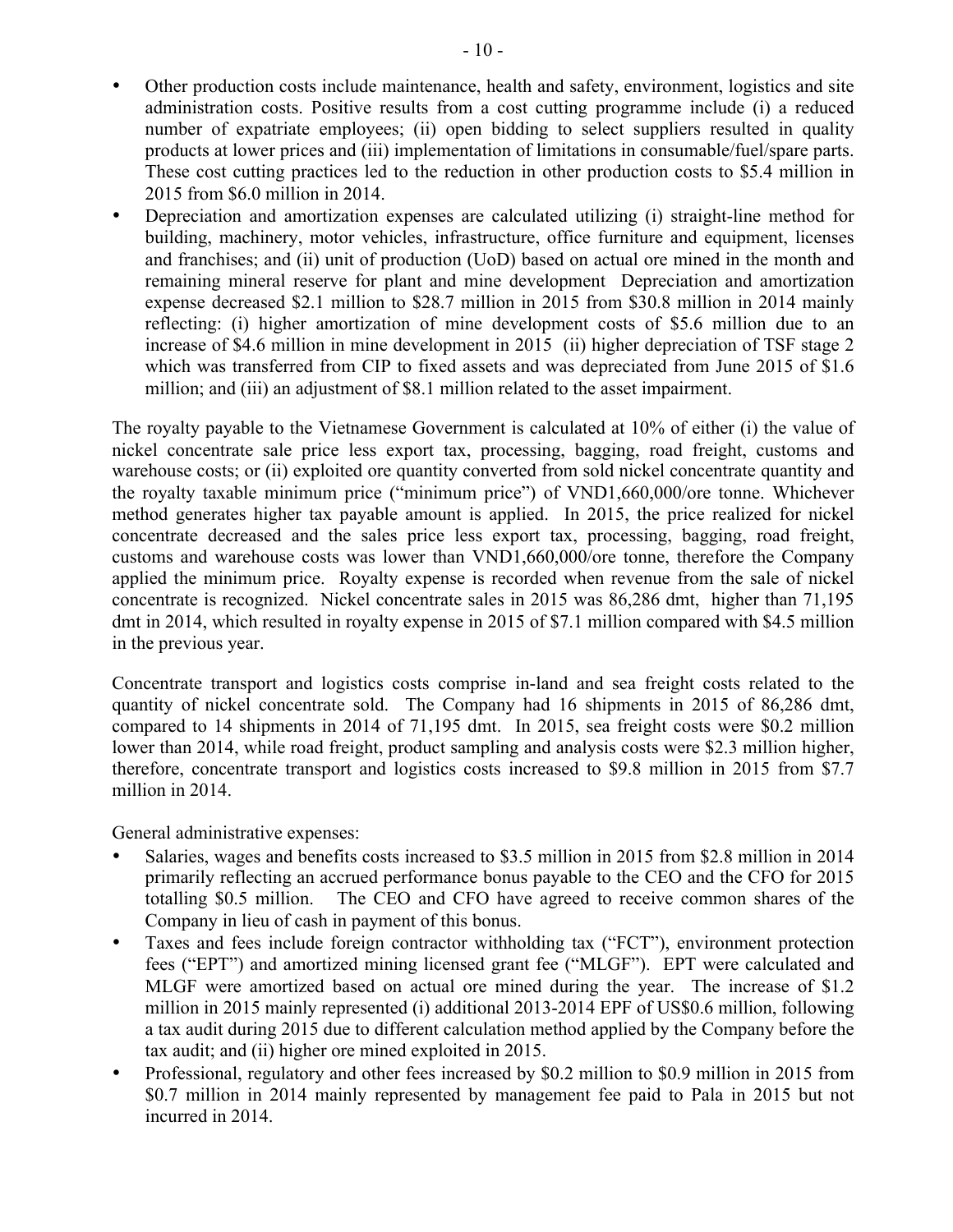- Other production costs include maintenance, health and safety, environment, logistics and site administration costs. Positive results from a cost cutting programme include (i) a reduced number of expatriate employees; (ii) open bidding to select suppliers resulted in quality products at lower prices and (iii) implementation of limitations in consumable/fuel/spare parts. These cost cutting practices led to the reduction in other production costs to $5.4 million in 2015 from $6.0 million in 2014.
- Depreciation and amortization expenses are calculated utilizing (i) straight-line method for building, machinery, motor vehicles, infrastructure, office furniture and equipment, licenses and franchises; and (ii) unit of production (UoD) based on actual ore mined in the month and remaining mineral reserve for plant and mine development  Depreciation and amortization expense decreased $2.1 million to $28.7 million in 2015 from $30.8 million in 2014 mainly reflecting: (i) higher amortization of mine development costs of $5.6 million due to an increase of $4.6 million in mine development in 2015  (ii) higher depreciation of TSF stage 2 which was transferred from CIP to fixed assets and was depreciated from June 2015 of $1.6 million; and (iii) an adjustment of $8.1 million related to the asset impairment.

The royalty payable to the Vietnamese Government is calculated at 10% of either (i) the value of nickel concentrate sale price less export tax, processing, bagging, road freight, customs and warehouse costs; or (ii) exploited ore quantity converted from sold nickel concentrate quantity and the royalty taxable minimum price ("minimum price") of VND1,660,000/ore tonne. Whichever method generates higher tax payable amount is applied.  In 2015, the price realized for nickel concentrate decreased and the sales price less export tax, processing, bagging, road freight, customs and warehouse costs was lower than VND1,660,000/ore tonne, therefore the Company applied the minimum price.  Royalty expense is recorded when revenue from the sale of nickel concentrate is recognized.  Nickel concentrate sales in 2015 was 86,286 dmt,  higher than 71,195 dmt in 2014, which resulted in royalty expense in 2015 of $7.1 million compared with $4.5 million in the previous year.

Concentrate transport and logistics costs comprise in-land and sea freight costs related to the quantity of nickel concentrate sold.  The Company had 16 shipments in 2015 of 86,286 dmt, compared to 14 shipments in 2014 of 71,195 dmt.  In 2015, sea freight costs were $0.2 million lower than 2014, while road freight, product sampling and analysis costs were $2.3 million higher, therefore, concentrate transport and logistics costs increased to $9.8 million in 2015 from $7.7 million in 2014.

General administrative expenses:

- Salaries, wages and benefits costs increased to $3.5 million in 2015 from $2.8 million in 2014 primarily reflecting an accrued performance bonus payable to the CEO and the CFO for 2015 totalling $0.5 million.   The CEO and CFO have agreed to receive common shares of the Company in lieu of cash in payment of this bonus.
- Taxes and fees include foreign contractor withholding tax ("FCT"), environment protection fees ("EPT") and amortized mining licensed grant fee ("MLGF").  EPT were calculated and MLGF were amortized based on actual ore mined during the year.  The increase of $1.2 million in 2015 mainly represented (i) additional 2013-2014 EPF of US$0.6 million, following a tax audit during 2015 due to different calculation method applied by the Company before the tax audit; and (ii) higher ore mined exploited in 2015.
- Professional, regulatory and other fees increased by $0.2 million to $0.9 million in 2015 from $0.7 million in 2014 mainly represented by management fee paid to Pala in 2015 but not incurred in 2014.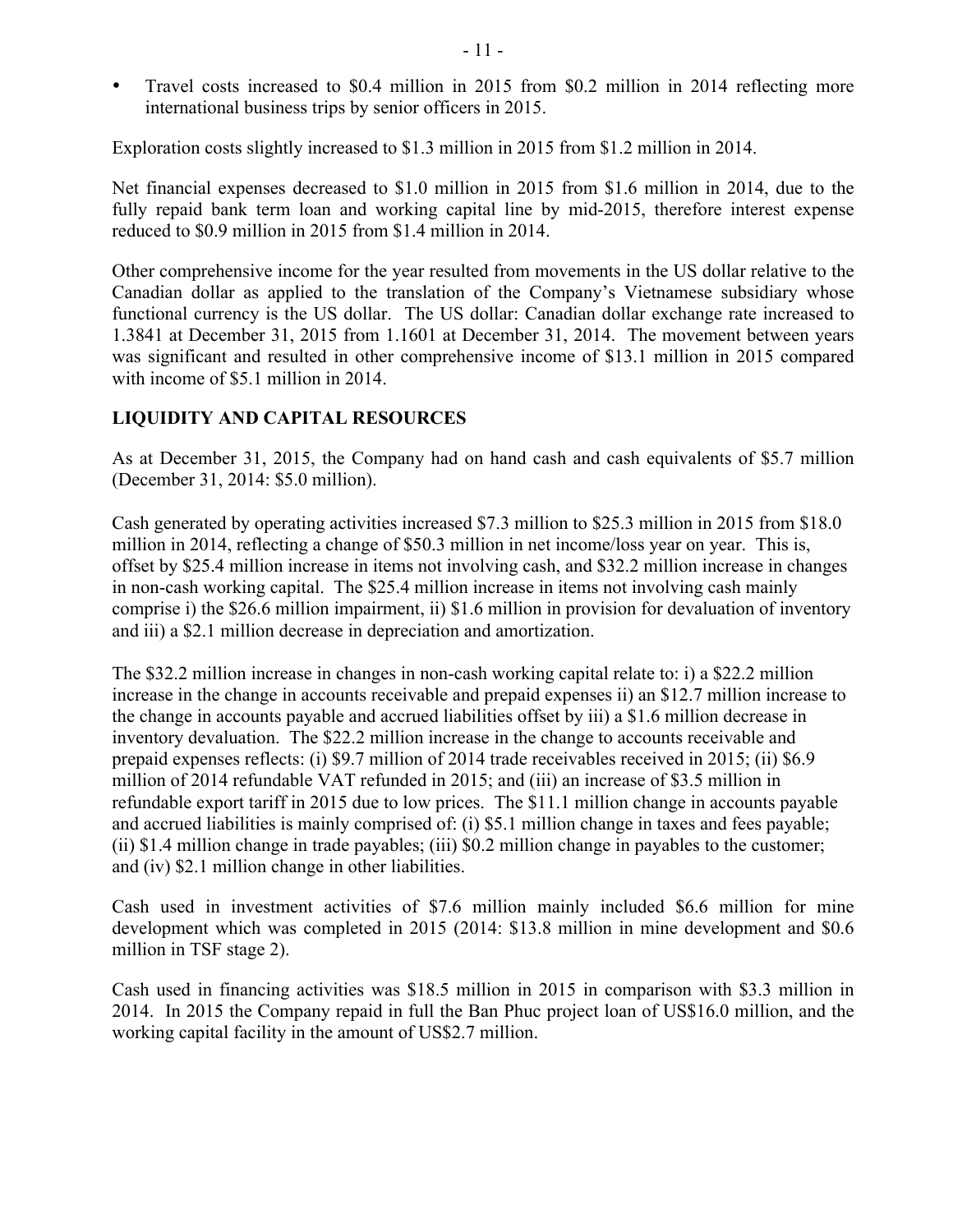- Travel costs increased to $0.4 million in 2015 from $0.2 million in 2014 reflecting more international business trips by senior officers in 2015.

Exploration costs slightly increased to $1.3 million in 2015 from $1.2 million in 2014.

Net financial expenses decreased to $1.0 million in 2015 from $1.6 million in 2014, due to the fully repaid bank term loan and working capital line by mid-2015, therefore interest expense reduced to $0.9 million in 2015 from $1.4 million in 2014.

Other comprehensive income for the year resulted from movements in the US dollar relative to the Canadian dollar as applied to the translation of the Company's Vietnamese subsidiary whose functional currency is the US dollar. The US dollar: Canadian dollar exchange rate increased to 1.3841 at December 31, 2015 from 1.1601 at December 31, 2014. The movement between years was significant and resulted in other comprehensive income of $13.1 million in 2015 compared with income of $5.1 million in 2014.

## LIQUIDITY AND CAPITAL RESOURCES

As at December 31, 2015, the Company had on hand cash and cash equivalents of $5.7 million (December 31, 2014: $5.0 million).

Cash generated by operating activities increased $7.3 million to $25.3 million in 2015 from $18.0 million in 2014, reflecting a change of $50.3 million in net income/loss year on year. This is, offset by $25.4 million increase in items not involving cash, and $32.2 million increase in changes in non-cash working capital. The $25.4 million increase in items not involving cash mainly comprise i) the $26.6 million impairment, ii) $1.6 million in provision for devaluation of inventory and iii) a $2.1 million decrease in depreciation and amortization.

The $32.2 million increase in changes in non-cash working capital relate to: i) a $22.2 million increase in the change in accounts receivable and prepaid expenses ii) an $12.7 million increase to the change in accounts payable and accrued liabilities offset by iii) a $1.6 million decrease in inventory devaluation. The $22.2 million increase in the change to accounts receivable and prepaid expenses reflects: (i) $9.7 million of 2014 trade receivables received in 2015; (ii) $6.9 million of 2014 refundable VAT refunded in 2015; and (iii) an increase of $3.5 million in refundable export tariff in 2015 due to low prices. The $11.1 million change in accounts payable and accrued liabilities is mainly comprised of: (i) $5.1 million change in taxes and fees payable; (ii) $1.4 million change in trade payables; (iii) $0.2 million change in payables to the customer; and (iv) $2.1 million change in other liabilities.

Cash used in investment activities of $7.6 million mainly included $6.6 million for mine development which was completed in 2015 (2014: $13.8 million in mine development and $0.6 million in TSF stage 2).

Cash used in financing activities was $18.5 million in 2015 in comparison with $3.3 million in 2014. In 2015 the Company repaid in full the Ban Phuc project loan of US$16.0 million, and the working capital facility in the amount of US$2.7 million.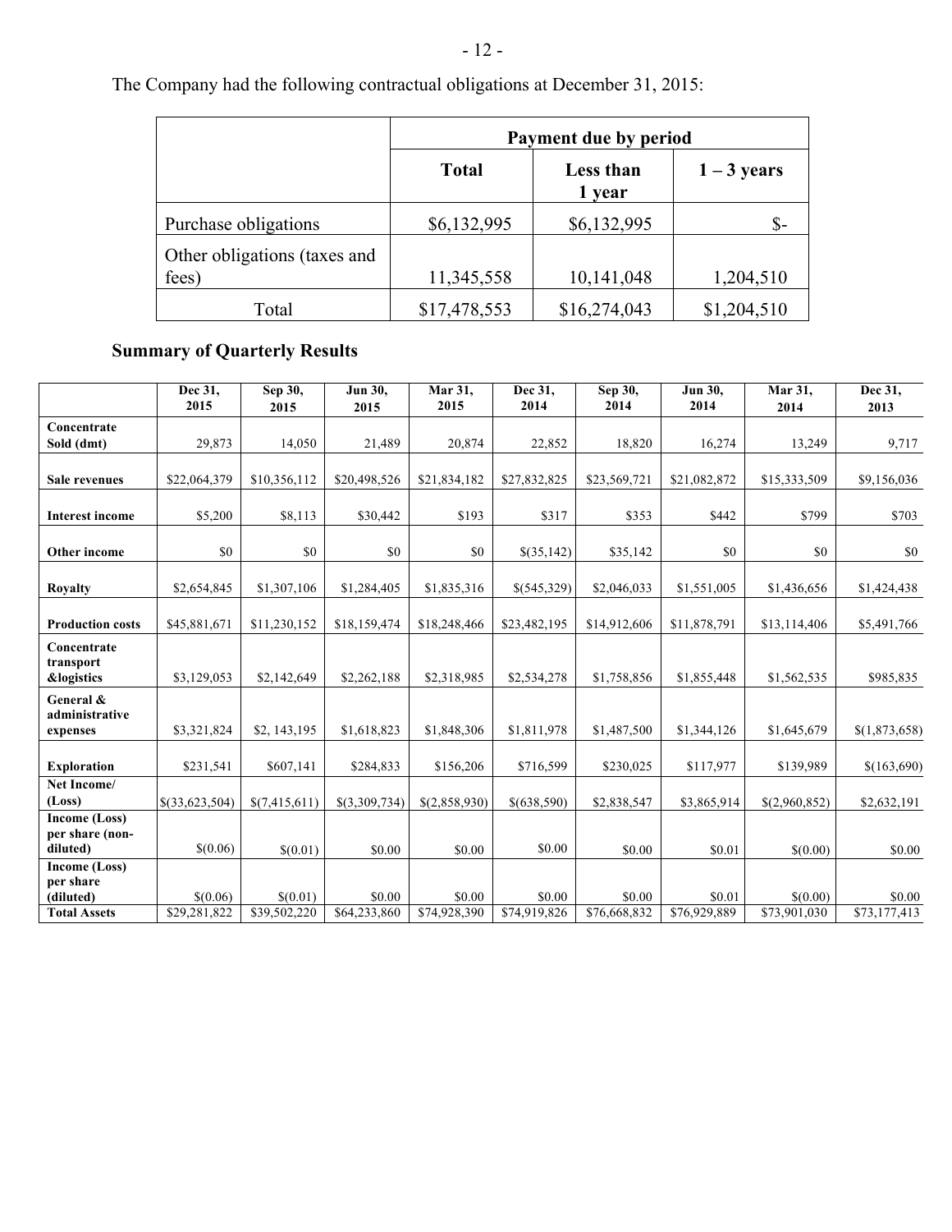The Company had the following contractual obligations at December 31, 2015:

| | Payment due by period | | |
|---|---|---|---|
| | Total | Less than 1 year | 1 – 3 years |
| Purchase obligations | $6,132,995 | $6,132,995 | $- |
| Other obligations (taxes and fees) | 11,345,558 | 10,141,048 | 1,204,510 |
| Total | $17,478,553 | $16,274,043 | $1,204,510 |

## Summary of Quarterly Results

| | Dec 31, 2015 | Sep 30, 2015 | Jun 30, 2015 | Mar 31, 2015 | Dec 31, 2014 | Sep 30, 2014 | Jun 30, 2014 | Mar 31, 2014 | Dec 31, 2013 |
|---|---|---|---|---|---|---|---|---|---|
| **Concentrate Sold (dmt)** | 29,873 | 14,050 | 21,489 | 20,874 | 22,852 | 18,820 | 16,274 | 13,249 | 9,717 |
| **Sale revenues** | $22,064,379 | $10,356,112 | $20,498,526 | $21,834,182 | $27,832,825 | $23,569,721 | $21,082,872 | $15,333,509 | $9,156,036 |
| **Interest income** | $5,200 | $8,113 | $30,442 | $193 | $317 | $353 | $442 | $799 | $703 |
| **Other income** | $0 | $0 | $0 | $0 | $(35,142) | $35,142 | $0 | $0 | $0 |
| **Royalty** | $2,654,845 | $1,307,106 | $1,284,405 | $1,835,316 | $(545,329) | $2,046,033 | $1,551,005 | $1,436,656 | $1,424,438 |
| **Production costs** | $45,881,671 | $11,230,152 | $18,159,474 | $18,248,466 | $23,482,195 | $14,912,606 | $11,878,791 | $13,114,406 | $5,491,766 |
| **Concentrate transport &logistics** | $3,129,053 | $2,142,649 | $2,262,188 | $2,318,985 | $2,534,278 | $1,758,856 | $1,855,448 | $1,562,535 | $985,835 |
| **General & administrative expenses** | $3,321,824 | $2, 143,195 | $1,618,823 | $1,848,306 | $1,811,978 | $1,487,500 | $1,344,126 | $1,645,679 | $(1,873,658) |
| **Exploration** | $231,541 | $607,141 | $284,833 | $156,206 | $716,599 | $230,025 | $117,977 | $139,989 | $(163,690) |
| **Net Income/ (Loss)** | $(33,623,504) | $(7,415,611) | $(3,309,734) | $(2,858,930) | $(638,590) | $2,838,547 | $3,865,914 | $(2,960,852) | $2,632,191 |
| **Income (Loss) per share (non-diluted)** | $(0.06) | $(0.01) | $0.00 | $0.00 | $0.00 | $0.00 | $0.01 | $(0.00) | $0.00 |
| **Income (Loss) per share (diluted)** | $(0.06) | $(0.01) | $0.00 | $0.00 | $0.00 | $0.00 | $0.01 | $(0.00) | $0.00 |
| **Total Assets** | $29,281,822 | $39,502,220 | $64,233,860 | $74,928,390 | $74,919,826 | $76,668,832 | $76,929,889 | $73,901,030 | $73,177,413 |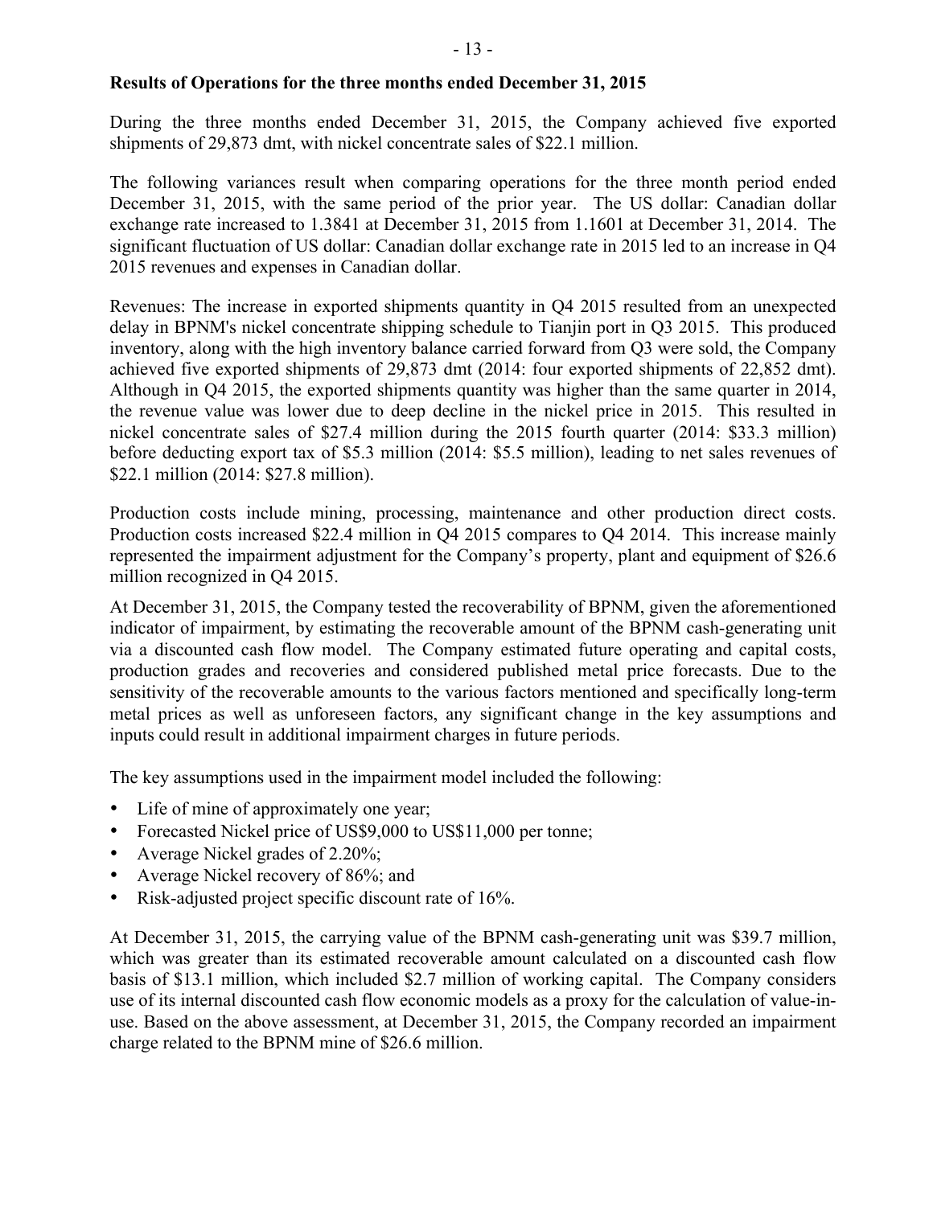**Results of Operations for the three months ended December 31, 2015**

During the three months ended December 31, 2015, the Company achieved five exported shipments of 29,873 dmt, with nickel concentrate sales of $22.1 million.

The following variances result when comparing operations for the three month period ended December 31, 2015, with the same period of the prior year. The US dollar: Canadian dollar exchange rate increased to 1.3841 at December 31, 2015 from 1.1601 at December 31, 2014. The significant fluctuation of US dollar: Canadian dollar exchange rate in 2015 led to an increase in Q4 2015 revenues and expenses in Canadian dollar.

Revenues: The increase in exported shipments quantity in Q4 2015 resulted from an unexpected delay in BPNM's nickel concentrate shipping schedule to Tianjin port in Q3 2015. This produced inventory, along with the high inventory balance carried forward from Q3 were sold, the Company achieved five exported shipments of 29,873 dmt (2014: four exported shipments of 22,852 dmt). Although in Q4 2015, the exported shipments quantity was higher than the same quarter in 2014, the revenue value was lower due to deep decline in the nickel price in 2015. This resulted in nickel concentrate sales of $27.4 million during the 2015 fourth quarter (2014: $33.3 million) before deducting export tax of $5.3 million (2014: $5.5 million), leading to net sales revenues of $22.1 million (2014: $27.8 million).

Production costs include mining, processing, maintenance and other production direct costs. Production costs increased $22.4 million in Q4 2015 compares to Q4 2014. This increase mainly represented the impairment adjustment for the Company's property, plant and equipment of $26.6 million recognized in Q4 2015.

At December 31, 2015, the Company tested the recoverability of BPNM, given the aforementioned indicator of impairment, by estimating the recoverable amount of the BPNM cash-generating unit via a discounted cash flow model. The Company estimated future operating and capital costs, production grades and recoveries and considered published metal price forecasts. Due to the sensitivity of the recoverable amounts to the various factors mentioned and specifically long-term metal prices as well as unforeseen factors, any significant change in the key assumptions and inputs could result in additional impairment charges in future periods.

The key assumptions used in the impairment model included the following:

- Life of mine of approximately one year;
- Forecasted Nickel price of US$9,000 to US$11,000 per tonne;
- Average Nickel grades of 2.20%;
- Average Nickel recovery of 86%; and
- Risk-adjusted project specific discount rate of 16%.

At December 31, 2015, the carrying value of the BPNM cash-generating unit was $39.7 million, which was greater than its estimated recoverable amount calculated on a discounted cash flow basis of $13.1 million, which included $2.7 million of working capital. The Company considers use of its internal discounted cash flow economic models as a proxy for the calculation of value-in-use. Based on the above assessment, at December 31, 2015, the Company recorded an impairment charge related to the BPNM mine of $26.6 million.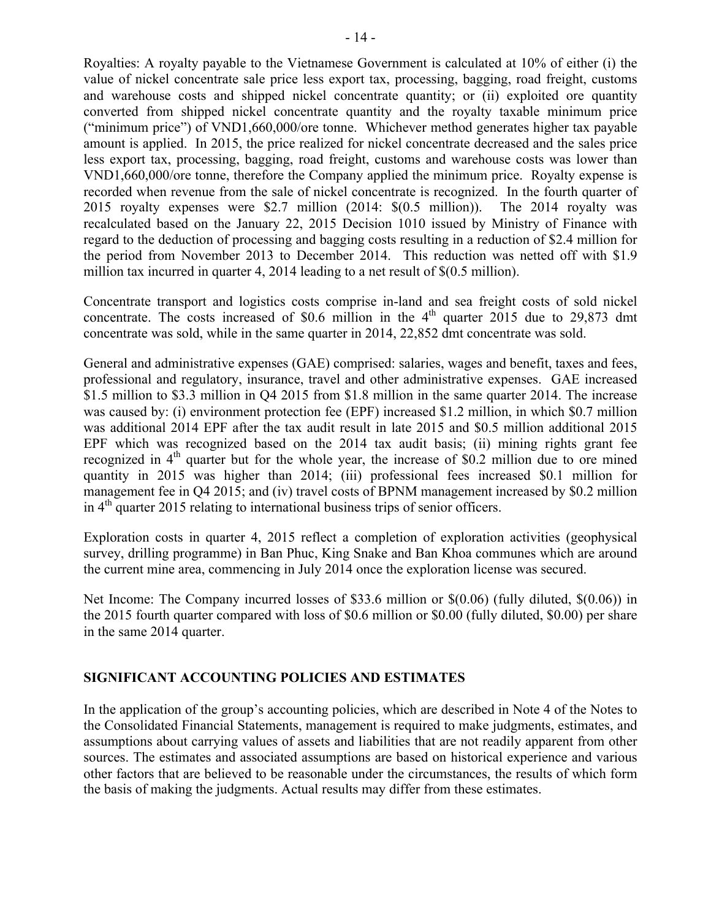Royalties: A royalty payable to the Vietnamese Government is calculated at 10% of either (i) the value of nickel concentrate sale price less export tax, processing, bagging, road freight, customs and warehouse costs and shipped nickel concentrate quantity; or (ii) exploited ore quantity converted from shipped nickel concentrate quantity and the royalty taxable minimum price ("minimum price") of VND1,660,000/ore tonne. Whichever method generates higher tax payable amount is applied. In 2015, the price realized for nickel concentrate decreased and the sales price less export tax, processing, bagging, road freight, customs and warehouse costs was lower than VND1,660,000/ore tonne, therefore the Company applied the minimum price. Royalty expense is recorded when revenue from the sale of nickel concentrate is recognized. In the fourth quarter of 2015 royalty expenses were $2.7 million (2014: $(0.5 million)). The 2014 royalty was recalculated based on the January 22, 2015 Decision 1010 issued by Ministry of Finance with regard to the deduction of processing and bagging costs resulting in a reduction of $2.4 million for the period from November 2013 to December 2014. This reduction was netted off with $1.9 million tax incurred in quarter 4, 2014 leading to a net result of $(0.5 million).

Concentrate transport and logistics costs comprise in-land and sea freight costs of sold nickel concentrate. The costs increased of $0.6 million in the 4th quarter 2015 due to 29,873 dmt concentrate was sold, while in the same quarter in 2014, 22,852 dmt concentrate was sold.

General and administrative expenses (GAE) comprised: salaries, wages and benefit, taxes and fees, professional and regulatory, insurance, travel and other administrative expenses. GAE increased $1.5 million to $3.3 million in Q4 2015 from $1.8 million in the same quarter 2014. The increase was caused by: (i) environment protection fee (EPF) increased $1.2 million, in which $0.7 million was additional 2014 EPF after the tax audit result in late 2015 and $0.5 million additional 2015 EPF which was recognized based on the 2014 tax audit basis; (ii) mining rights grant fee recognized in 4th quarter but for the whole year, the increase of $0.2 million due to ore mined quantity in 2015 was higher than 2014; (iii) professional fees increased $0.1 million for management fee in Q4 2015; and (iv) travel costs of BPNM management increased by $0.2 million in 4th quarter 2015 relating to international business trips of senior officers.

Exploration costs in quarter 4, 2015 reflect a completion of exploration activities (geophysical survey, drilling programme) in Ban Phuc, King Snake and Ban Khoa communes which are around the current mine area, commencing in July 2014 once the exploration license was secured.

Net Income: The Company incurred losses of $33.6 million or $(0.06) (fully diluted, $(0.06)) in the 2015 fourth quarter compared with loss of $0.6 million or $0.00 (fully diluted, $0.00) per share in the same 2014 quarter.

## SIGNIFICANT ACCOUNTING POLICIES AND ESTIMATES

In the application of the group's accounting policies, which are described in Note 4 of the Notes to the Consolidated Financial Statements, management is required to make judgments, estimates, and assumptions about carrying values of assets and liabilities that are not readily apparent from other sources. The estimates and associated assumptions are based on historical experience and various other factors that are believed to be reasonable under the circumstances, the results of which form the basis of making the judgments. Actual results may differ from these estimates.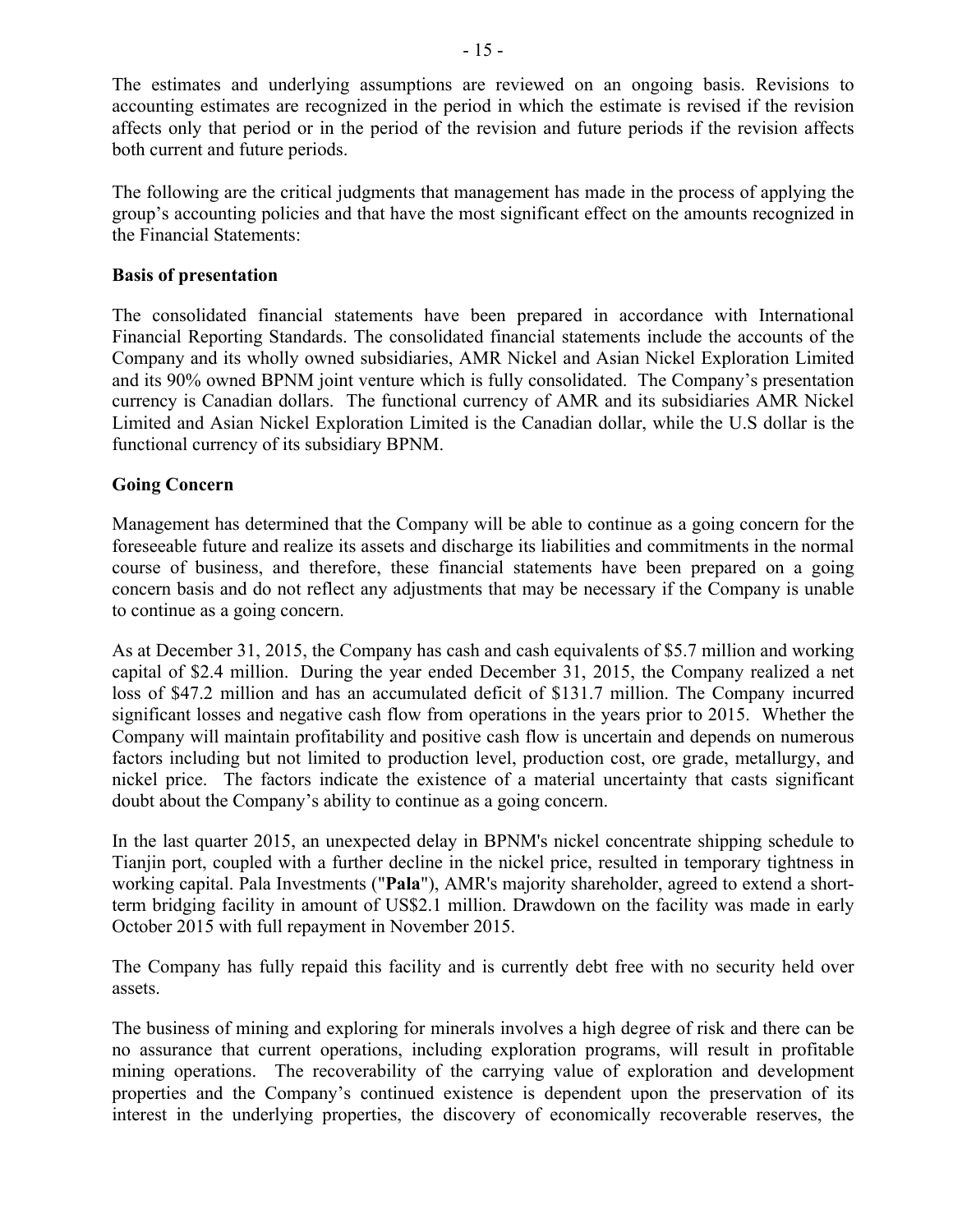The estimates and underlying assumptions are reviewed on an ongoing basis. Revisions to accounting estimates are recognized in the period in which the estimate is revised if the revision affects only that period or in the period of the revision and future periods if the revision affects both current and future periods.

The following are the critical judgments that management has made in the process of applying the group's accounting policies and that have the most significant effect on the amounts recognized in the Financial Statements:

**Basis of presentation**

The consolidated financial statements have been prepared in accordance with International Financial Reporting Standards. The consolidated financial statements include the accounts of the Company and its wholly owned subsidiaries, AMR Nickel and Asian Nickel Exploration Limited and its 90% owned BPNM joint venture which is fully consolidated. The Company's presentation currency is Canadian dollars. The functional currency of AMR and its subsidiaries AMR Nickel Limited and Asian Nickel Exploration Limited is the Canadian dollar, while the U.S dollar is the functional currency of its subsidiary BPNM.

**Going Concern**

Management has determined that the Company will be able to continue as a going concern for the foreseeable future and realize its assets and discharge its liabilities and commitments in the normal course of business, and therefore, these financial statements have been prepared on a going concern basis and do not reflect any adjustments that may be necessary if the Company is unable to continue as a going concern.

As at December 31, 2015, the Company has cash and cash equivalents of $5.7 million and working capital of $2.4 million. During the year ended December 31, 2015, the Company realized a net loss of $47.2 million and has an accumulated deficit of $131.7 million. The Company incurred significant losses and negative cash flow from operations in the years prior to 2015. Whether the Company will maintain profitability and positive cash flow is uncertain and depends on numerous factors including but not limited to production level, production cost, ore grade, metallurgy, and nickel price. The factors indicate the existence of a material uncertainty that casts significant doubt about the Company's ability to continue as a going concern.

In the last quarter 2015, an unexpected delay in BPNM's nickel concentrate shipping schedule to Tianjin port, coupled with a further decline in the nickel price, resulted in temporary tightness in working capital. Pala Investments ("**Pala**"), AMR's majority shareholder, agreed to extend a short-term bridging facility in amount of US$2.1 million. Drawdown on the facility was made in early October 2015 with full repayment in November 2015.

The Company has fully repaid this facility and is currently debt free with no security held over assets.

The business of mining and exploring for minerals involves a high degree of risk and there can be no assurance that current operations, including exploration programs, will result in profitable mining operations. The recoverability of the carrying value of exploration and development properties and the Company's continued existence is dependent upon the preservation of its interest in the underlying properties, the discovery of economically recoverable reserves, the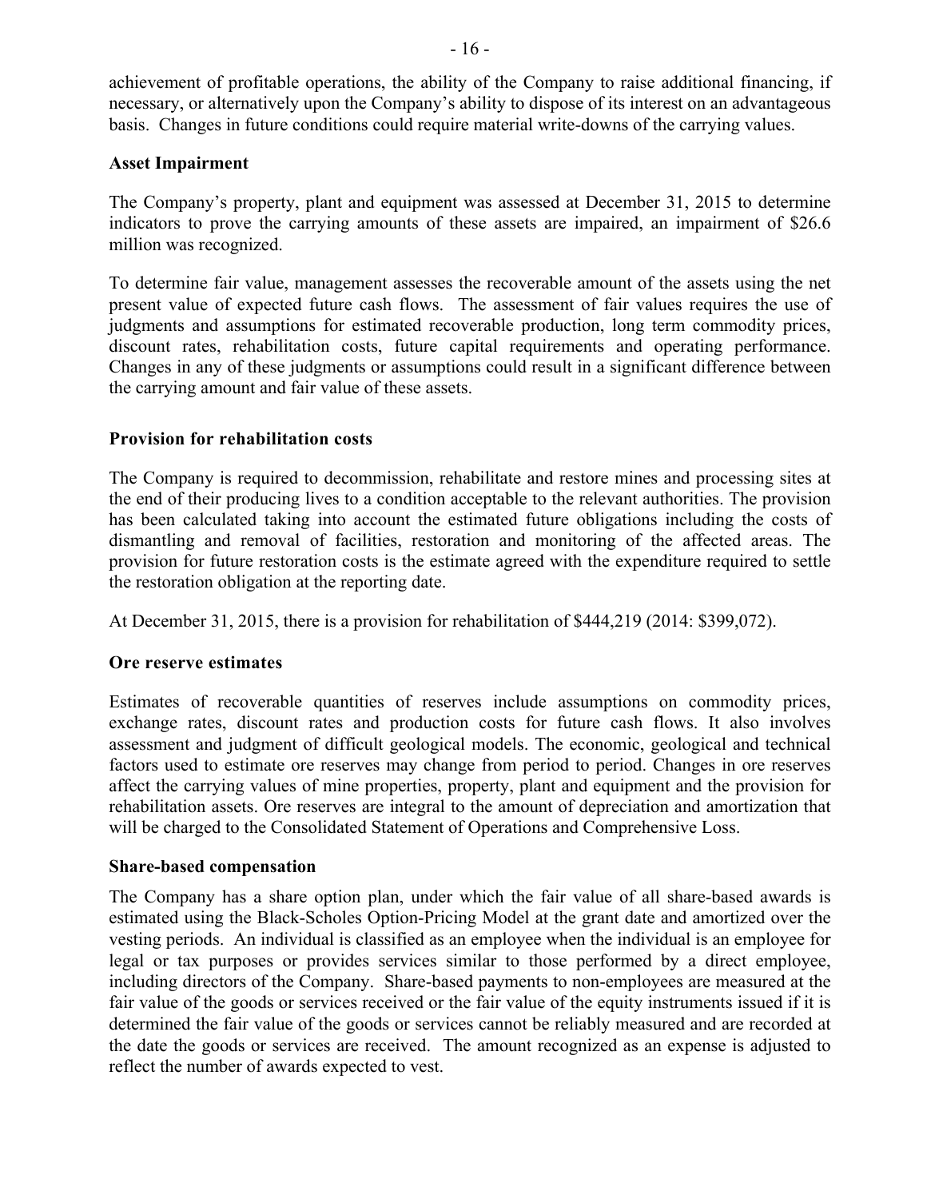achievement of profitable operations, the ability of the Company to raise additional financing, if necessary, or alternatively upon the Company's ability to dispose of its interest on an advantageous basis. Changes in future conditions could require material write-downs of the carrying values.

**Asset Impairment**

The Company's property, plant and equipment was assessed at December 31, 2015 to determine indicators to prove the carrying amounts of these assets are impaired, an impairment of $26.6 million was recognized.

To determine fair value, management assesses the recoverable amount of the assets using the net present value of expected future cash flows. The assessment of fair values requires the use of judgments and assumptions for estimated recoverable production, long term commodity prices, discount rates, rehabilitation costs, future capital requirements and operating performance. Changes in any of these judgments or assumptions could result in a significant difference between the carrying amount and fair value of these assets.

**Provision for rehabilitation costs**

The Company is required to decommission, rehabilitate and restore mines and processing sites at the end of their producing lives to a condition acceptable to the relevant authorities. The provision has been calculated taking into account the estimated future obligations including the costs of dismantling and removal of facilities, restoration and monitoring of the affected areas. The provision for future restoration costs is the estimate agreed with the expenditure required to settle the restoration obligation at the reporting date.

At December 31, 2015, there is a provision for rehabilitation of $444,219 (2014: $399,072).

**Ore reserve estimates**

Estimates of recoverable quantities of reserves include assumptions on commodity prices, exchange rates, discount rates and production costs for future cash flows. It also involves assessment and judgment of difficult geological models. The economic, geological and technical factors used to estimate ore reserves may change from period to period. Changes in ore reserves affect the carrying values of mine properties, property, plant and equipment and the provision for rehabilitation assets. Ore reserves are integral to the amount of depreciation and amortization that will be charged to the Consolidated Statement of Operations and Comprehensive Loss.

**Share-based compensation**

The Company has a share option plan, under which the fair value of all share-based awards is estimated using the Black-Scholes Option-Pricing Model at the grant date and amortized over the vesting periods. An individual is classified as an employee when the individual is an employee for legal or tax purposes or provides services similar to those performed by a direct employee, including directors of the Company. Share-based payments to non-employees are measured at the fair value of the goods or services received or the fair value of the equity instruments issued if it is determined the fair value of the goods or services cannot be reliably measured and are recorded at the date the goods or services are received. The amount recognized as an expense is adjusted to reflect the number of awards expected to vest.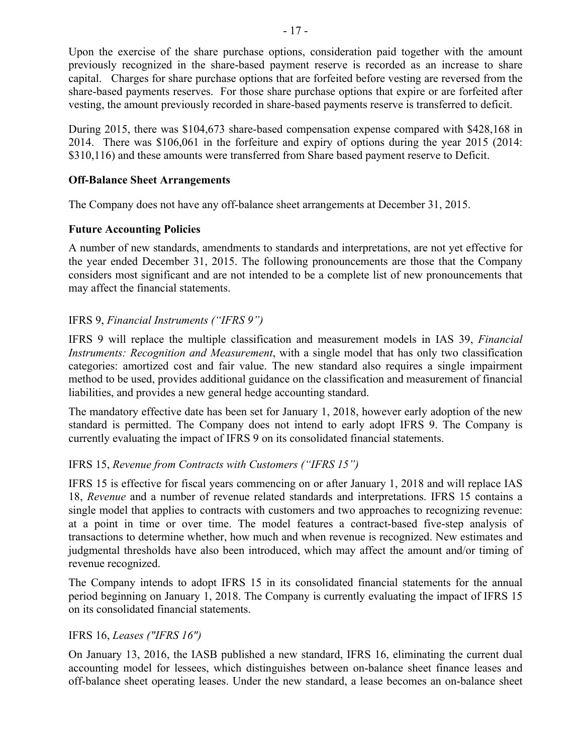Upon the exercise of the share purchase options, consideration paid together with the amount previously recognized in the share-based payment reserve is recorded as an increase to share capital. Charges for share purchase options that are forfeited before vesting are reversed from the share-based payments reserves. For those share purchase options that expire or are forfeited after vesting, the amount previously recorded in share-based payments reserve is transferred to deficit.

During 2015, there was $104,673 share-based compensation expense compared with $428,168 in 2014. There was $106,061 in the forfeiture and expiry of options during the year 2015 (2014: $310,116) and these amounts were transferred from Share based payment reserve to Deficit.

**Off-Balance Sheet Arrangements**

The Company does not have any off-balance sheet arrangements at December 31, 2015.

**Future Accounting Policies**

A number of new standards, amendments to standards and interpretations, are not yet effective for the year ended December 31, 2015. The following pronouncements are those that the Company considers most significant and are not intended to be a complete list of new pronouncements that may affect the financial statements.

IFRS 9, *Financial Instruments ("IFRS 9")*

IFRS 9 will replace the multiple classification and measurement models in IAS 39, *Financial Instruments: Recognition and Measurement*, with a single model that has only two classification categories: amortized cost and fair value. The new standard also requires a single impairment method to be used, provides additional guidance on the classification and measurement of financial liabilities, and provides a new general hedge accounting standard.

The mandatory effective date has been set for January 1, 2018, however early adoption of the new standard is permitted. The Company does not intend to early adopt IFRS 9. The Company is currently evaluating the impact of IFRS 9 on its consolidated financial statements.

IFRS 15, *Revenue from Contracts with Customers ("IFRS 15")*

IFRS 15 is effective for fiscal years commencing on or after January 1, 2018 and will replace IAS 18, *Revenue* and a number of revenue related standards and interpretations. IFRS 15 contains a single model that applies to contracts with customers and two approaches to recognizing revenue: at a point in time or over time. The model features a contract-based five-step analysis of transactions to determine whether, how much and when revenue is recognized. New estimates and judgmental thresholds have also been introduced, which may affect the amount and/or timing of revenue recognized.

The Company intends to adopt IFRS 15 in its consolidated financial statements for the annual period beginning on January 1, 2018. The Company is currently evaluating the impact of IFRS 15 on its consolidated financial statements.

IFRS 16, *Leases ("IFRS 16")*

On January 13, 2016, the IASB published a new standard, IFRS 16, eliminating the current dual accounting model for lessees, which distinguishes between on-balance sheet finance leases and off-balance sheet operating leases. Under the new standard, a lease becomes an on-balance sheet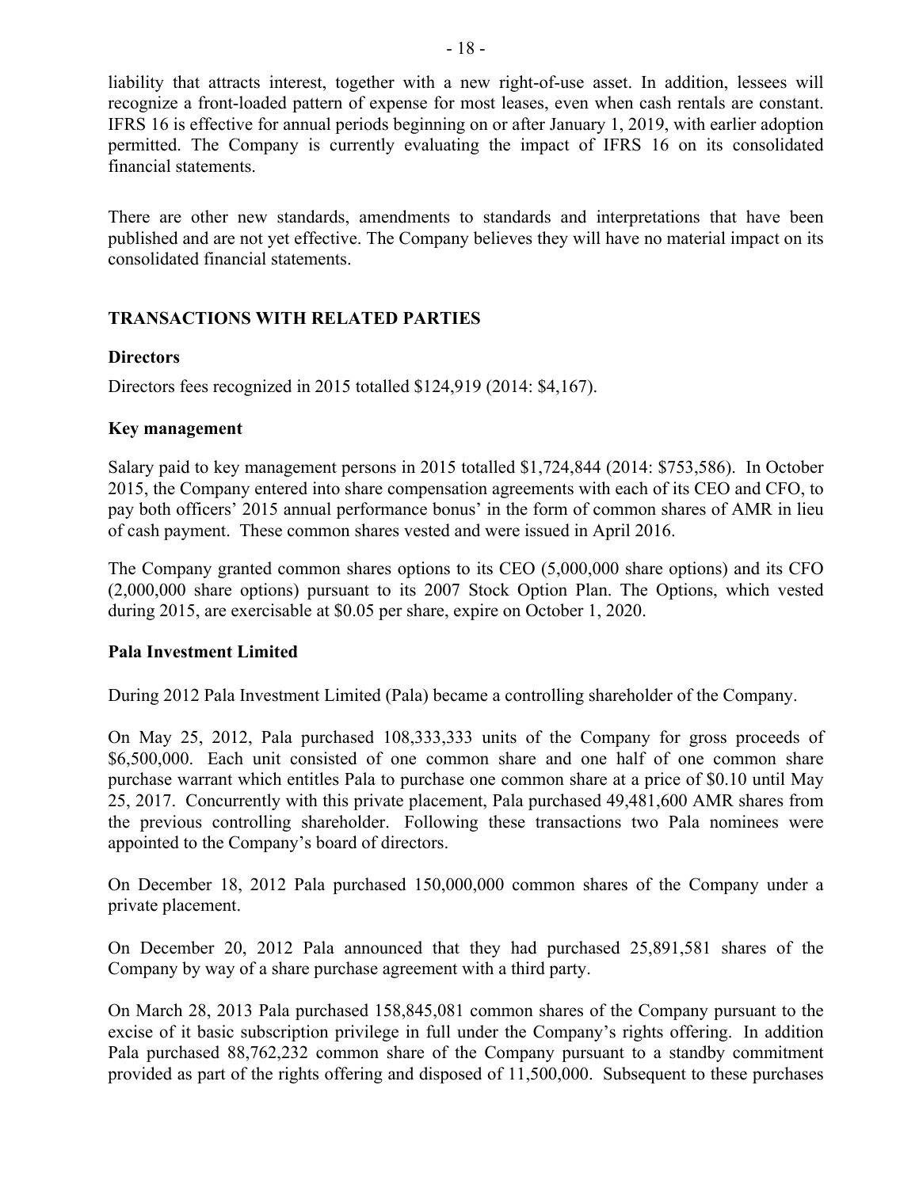liability that attracts interest, together with a new right-of-use asset. In addition, lessees will recognize a front-loaded pattern of expense for most leases, even when cash rentals are constant. IFRS 16 is effective for annual periods beginning on or after January 1, 2019, with earlier adoption permitted. The Company is currently evaluating the impact of IFRS 16 on its consolidated financial statements.

There are other new standards, amendments to standards and interpretations that have been published and are not yet effective. The Company believes they will have no material impact on its consolidated financial statements.

## TRANSACTIONS WITH RELATED PARTIES

### Directors

Directors fees recognized in 2015 totalled $124,919 (2014: $4,167).

### Key management

Salary paid to key management persons in 2015 totalled $1,724,844 (2014: $753,586). In October 2015, the Company entered into share compensation agreements with each of its CEO and CFO, to pay both officers' 2015 annual performance bonus' in the form of common shares of AMR in lieu of cash payment. These common shares vested and were issued in April 2016.

The Company granted common shares options to its CEO (5,000,000 share options) and its CFO (2,000,000 share options) pursuant to its 2007 Stock Option Plan. The Options, which vested during 2015, are exercisable at $0.05 per share, expire on October 1, 2020.

### Pala Investment Limited

During 2012 Pala Investment Limited (Pala) became a controlling shareholder of the Company.

On May 25, 2012, Pala purchased 108,333,333 units of the Company for gross proceeds of $6,500,000. Each unit consisted of one common share and one half of one common share purchase warrant which entitles Pala to purchase one common share at a price of $0.10 until May 25, 2017. Concurrently with this private placement, Pala purchased 49,481,600 AMR shares from the previous controlling shareholder. Following these transactions two Pala nominees were appointed to the Company's board of directors.

On December 18, 2012 Pala purchased 150,000,000 common shares of the Company under a private placement.

On December 20, 2012 Pala announced that they had purchased 25,891,581 shares of the Company by way of a share purchase agreement with a third party.

On March 28, 2013 Pala purchased 158,845,081 common shares of the Company pursuant to the excise of it basic subscription privilege in full under the Company's rights offering. In addition Pala purchased 88,762,232 common share of the Company pursuant to a standby commitment provided as part of the rights offering and disposed of 11,500,000. Subsequent to these purchases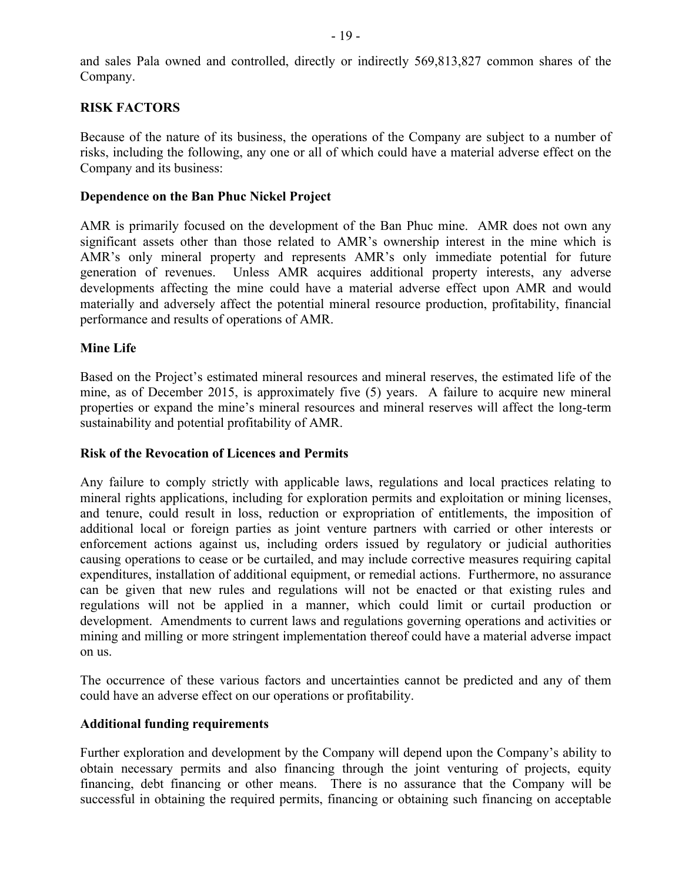and sales Pala owned and controlled, directly or indirectly 569,813,827 common shares of the Company.

## RISK FACTORS

Because of the nature of its business, the operations of the Company are subject to a number of risks, including the following, any one or all of which could have a material adverse effect on the Company and its business:

### Dependence on the Ban Phuc Nickel Project

AMR is primarily focused on the development of the Ban Phuc mine. AMR does not own any significant assets other than those related to AMR's ownership interest in the mine which is AMR's only mineral property and represents AMR's only immediate potential for future generation of revenues. Unless AMR acquires additional property interests, any adverse developments affecting the mine could have a material adverse effect upon AMR and would materially and adversely affect the potential mineral resource production, profitability, financial performance and results of operations of AMR.

### Mine Life

Based on the Project's estimated mineral resources and mineral reserves, the estimated life of the mine, as of December 2015, is approximately five (5) years. A failure to acquire new mineral properties or expand the mine's mineral resources and mineral reserves will affect the long-term sustainability and potential profitability of AMR.

### Risk of the Revocation of Licences and Permits

Any failure to comply strictly with applicable laws, regulations and local practices relating to mineral rights applications, including for exploration permits and exploitation or mining licenses, and tenure, could result in loss, reduction or expropriation of entitlements, the imposition of additional local or foreign parties as joint venture partners with carried or other interests or enforcement actions against us, including orders issued by regulatory or judicial authorities causing operations to cease or be curtailed, and may include corrective measures requiring capital expenditures, installation of additional equipment, or remedial actions. Furthermore, no assurance can be given that new rules and regulations will not be enacted or that existing rules and regulations will not be applied in a manner, which could limit or curtail production or development. Amendments to current laws and regulations governing operations and activities or mining and milling or more stringent implementation thereof could have a material adverse impact on us.

The occurrence of these various factors and uncertainties cannot be predicted and any of them could have an adverse effect on our operations or profitability.

### Additional funding requirements

Further exploration and development by the Company will depend upon the Company's ability to obtain necessary permits and also financing through the joint venturing of projects, equity financing, debt financing or other means. There is no assurance that the Company will be successful in obtaining the required permits, financing or obtaining such financing on acceptable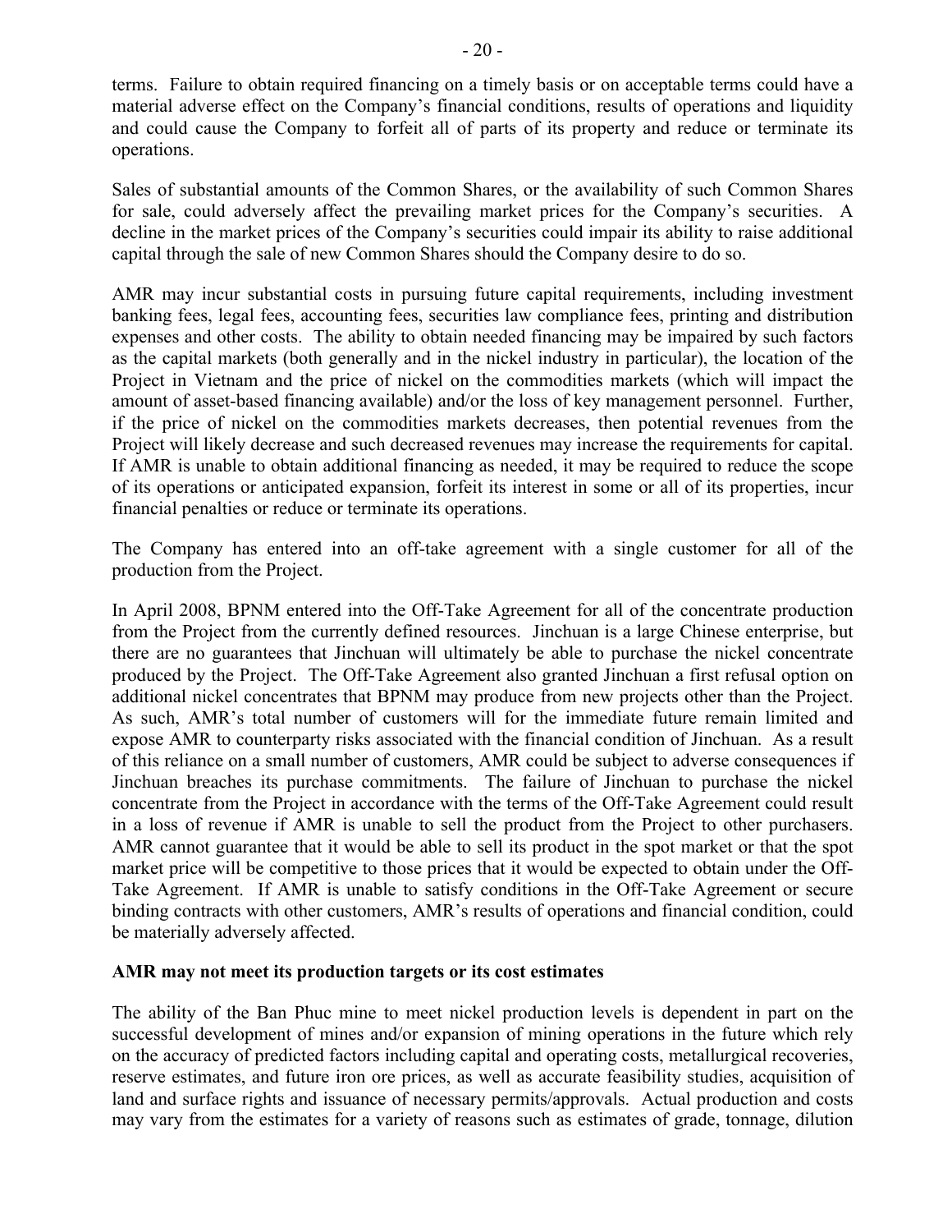terms. Failure to obtain required financing on a timely basis or on acceptable terms could have a material adverse effect on the Company's financial conditions, results of operations and liquidity and could cause the Company to forfeit all of parts of its property and reduce or terminate its operations.

Sales of substantial amounts of the Common Shares, or the availability of such Common Shares for sale, could adversely affect the prevailing market prices for the Company's securities. A decline in the market prices of the Company's securities could impair its ability to raise additional capital through the sale of new Common Shares should the Company desire to do so.

AMR may incur substantial costs in pursuing future capital requirements, including investment banking fees, legal fees, accounting fees, securities law compliance fees, printing and distribution expenses and other costs. The ability to obtain needed financing may be impaired by such factors as the capital markets (both generally and in the nickel industry in particular), the location of the Project in Vietnam and the price of nickel on the commodities markets (which will impact the amount of asset-based financing available) and/or the loss of key management personnel. Further, if the price of nickel on the commodities markets decreases, then potential revenues from the Project will likely decrease and such decreased revenues may increase the requirements for capital. If AMR is unable to obtain additional financing as needed, it may be required to reduce the scope of its operations or anticipated expansion, forfeit its interest in some or all of its properties, incur financial penalties or reduce or terminate its operations.

The Company has entered into an off-take agreement with a single customer for all of the production from the Project.

In April 2008, BPNM entered into the Off-Take Agreement for all of the concentrate production from the Project from the currently defined resources. Jinchuan is a large Chinese enterprise, but there are no guarantees that Jinchuan will ultimately be able to purchase the nickel concentrate produced by the Project. The Off-Take Agreement also granted Jinchuan a first refusal option on additional nickel concentrates that BPNM may produce from new projects other than the Project. As such, AMR's total number of customers will for the immediate future remain limited and expose AMR to counterparty risks associated with the financial condition of Jinchuan. As a result of this reliance on a small number of customers, AMR could be subject to adverse consequences if Jinchuan breaches its purchase commitments. The failure of Jinchuan to purchase the nickel concentrate from the Project in accordance with the terms of the Off-Take Agreement could result in a loss of revenue if AMR is unable to sell the product from the Project to other purchasers. AMR cannot guarantee that it would be able to sell its product in the spot market or that the spot market price will be competitive to those prices that it would be expected to obtain under the Off-Take Agreement. If AMR is unable to satisfy conditions in the Off-Take Agreement or secure binding contracts with other customers, AMR's results of operations and financial condition, could be materially adversely affected.

**AMR may not meet its production targets or its cost estimates**

The ability of the Ban Phuc mine to meet nickel production levels is dependent in part on the successful development of mines and/or expansion of mining operations in the future which rely on the accuracy of predicted factors including capital and operating costs, metallurgical recoveries, reserve estimates, and future iron ore prices, as well as accurate feasibility studies, acquisition of land and surface rights and issuance of necessary permits/approvals. Actual production and costs may vary from the estimates for a variety of reasons such as estimates of grade, tonnage, dilution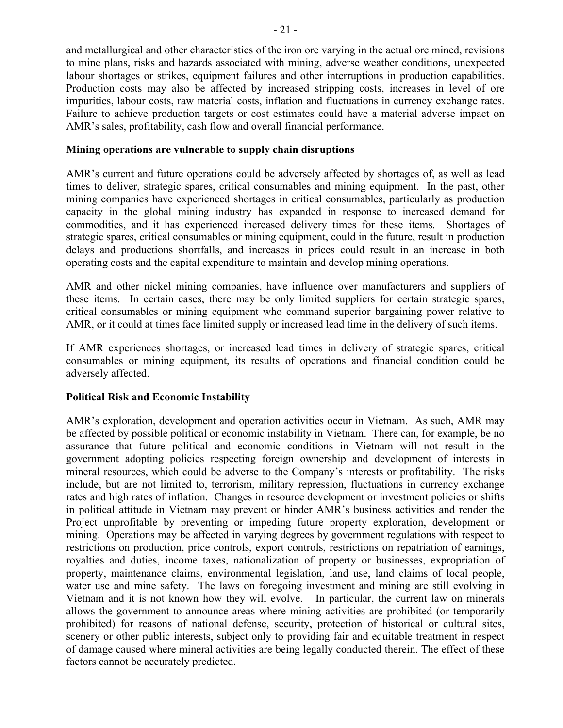and metallurgical and other characteristics of the iron ore varying in the actual ore mined, revisions to mine plans, risks and hazards associated with mining, adverse weather conditions, unexpected labour shortages or strikes, equipment failures and other interruptions in production capabilities. Production costs may also be affected by increased stripping costs, increases in level of ore impurities, labour costs, raw material costs, inflation and fluctuations in currency exchange rates. Failure to achieve production targets or cost estimates could have a material adverse impact on AMR's sales, profitability, cash flow and overall financial performance.

**Mining operations are vulnerable to supply chain disruptions**

AMR's current and future operations could be adversely affected by shortages of, as well as lead times to deliver, strategic spares, critical consumables and mining equipment. In the past, other mining companies have experienced shortages in critical consumables, particularly as production capacity in the global mining industry has expanded in response to increased demand for commodities, and it has experienced increased delivery times for these items. Shortages of strategic spares, critical consumables or mining equipment, could in the future, result in production delays and productions shortfalls, and increases in prices could result in an increase in both operating costs and the capital expenditure to maintain and develop mining operations.

AMR and other nickel mining companies, have influence over manufacturers and suppliers of these items. In certain cases, there may be only limited suppliers for certain strategic spares, critical consumables or mining equipment who command superior bargaining power relative to AMR, or it could at times face limited supply or increased lead time in the delivery of such items.

If AMR experiences shortages, or increased lead times in delivery of strategic spares, critical consumables or mining equipment, its results of operations and financial condition could be adversely affected.

**Political Risk and Economic Instability**

AMR's exploration, development and operation activities occur in Vietnam. As such, AMR may be affected by possible political or economic instability in Vietnam. There can, for example, be no assurance that future political and economic conditions in Vietnam will not result in the government adopting policies respecting foreign ownership and development of interests in mineral resources, which could be adverse to the Company's interests or profitability. The risks include, but are not limited to, terrorism, military repression, fluctuations in currency exchange rates and high rates of inflation. Changes in resource development or investment policies or shifts in political attitude in Vietnam may prevent or hinder AMR's business activities and render the Project unprofitable by preventing or impeding future property exploration, development or mining. Operations may be affected in varying degrees by government regulations with respect to restrictions on production, price controls, export controls, restrictions on repatriation of earnings, royalties and duties, income taxes, nationalization of property or businesses, expropriation of property, maintenance claims, environmental legislation, land use, land claims of local people, water use and mine safety. The laws on foregoing investment and mining are still evolving in Vietnam and it is not known how they will evolve. In particular, the current law on minerals allows the government to announce areas where mining activities are prohibited (or temporarily prohibited) for reasons of national defense, security, protection of historical or cultural sites, scenery or other public interests, subject only to providing fair and equitable treatment in respect of damage caused where mineral activities are being legally conducted therein. The effect of these factors cannot be accurately predicted.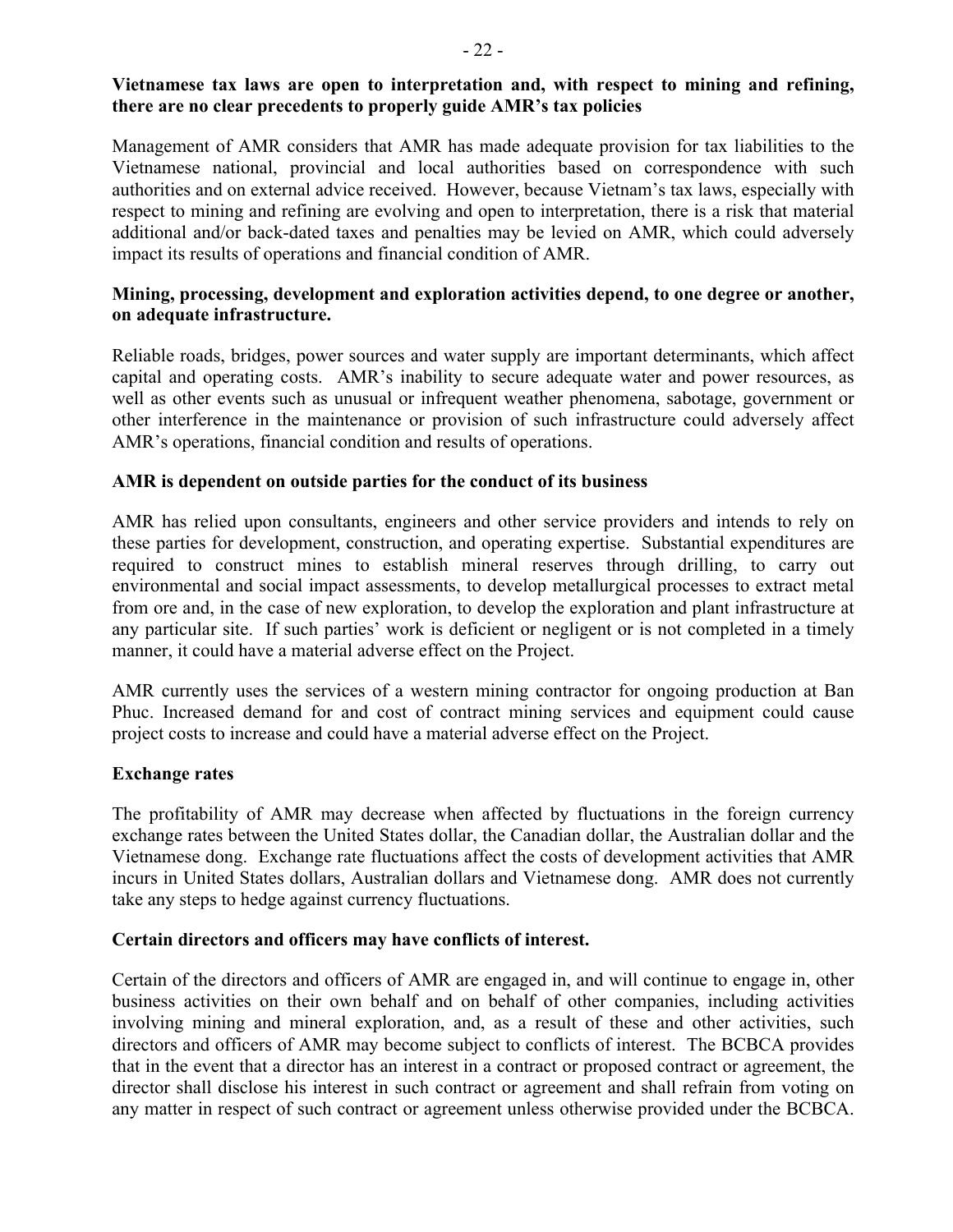**Vietnamese tax laws are open to interpretation and, with respect to mining and refining, there are no clear precedents to properly guide AMR's tax policies**

Management of AMR considers that AMR has made adequate provision for tax liabilities to the Vietnamese national, provincial and local authorities based on correspondence with such authorities and on external advice received. However, because Vietnam's tax laws, especially with respect to mining and refining are evolving and open to interpretation, there is a risk that material additional and/or back-dated taxes and penalties may be levied on AMR, which could adversely impact its results of operations and financial condition of AMR.

**Mining, processing, development and exploration activities depend, to one degree or another, on adequate infrastructure.**

Reliable roads, bridges, power sources and water supply are important determinants, which affect capital and operating costs. AMR's inability to secure adequate water and power resources, as well as other events such as unusual or infrequent weather phenomena, sabotage, government or other interference in the maintenance or provision of such infrastructure could adversely affect AMR's operations, financial condition and results of operations.

**AMR is dependent on outside parties for the conduct of its business**

AMR has relied upon consultants, engineers and other service providers and intends to rely on these parties for development, construction, and operating expertise. Substantial expenditures are required to construct mines to establish mineral reserves through drilling, to carry out environmental and social impact assessments, to develop metallurgical processes to extract metal from ore and, in the case of new exploration, to develop the exploration and plant infrastructure at any particular site. If such parties' work is deficient or negligent or is not completed in a timely manner, it could have a material adverse effect on the Project.

AMR currently uses the services of a western mining contractor for ongoing production at Ban Phuc. Increased demand for and cost of contract mining services and equipment could cause project costs to increase and could have a material adverse effect on the Project.

**Exchange rates**

The profitability of AMR may decrease when affected by fluctuations in the foreign currency exchange rates between the United States dollar, the Canadian dollar, the Australian dollar and the Vietnamese dong. Exchange rate fluctuations affect the costs of development activities that AMR incurs in United States dollars, Australian dollars and Vietnamese dong. AMR does not currently take any steps to hedge against currency fluctuations.

**Certain directors and officers may have conflicts of interest.**

Certain of the directors and officers of AMR are engaged in, and will continue to engage in, other business activities on their own behalf and on behalf of other companies, including activities involving mining and mineral exploration, and, as a result of these and other activities, such directors and officers of AMR may become subject to conflicts of interest. The BCBCA provides that in the event that a director has an interest in a contract or proposed contract or agreement, the director shall disclose his interest in such contract or agreement and shall refrain from voting on any matter in respect of such contract or agreement unless otherwise provided under the BCBCA.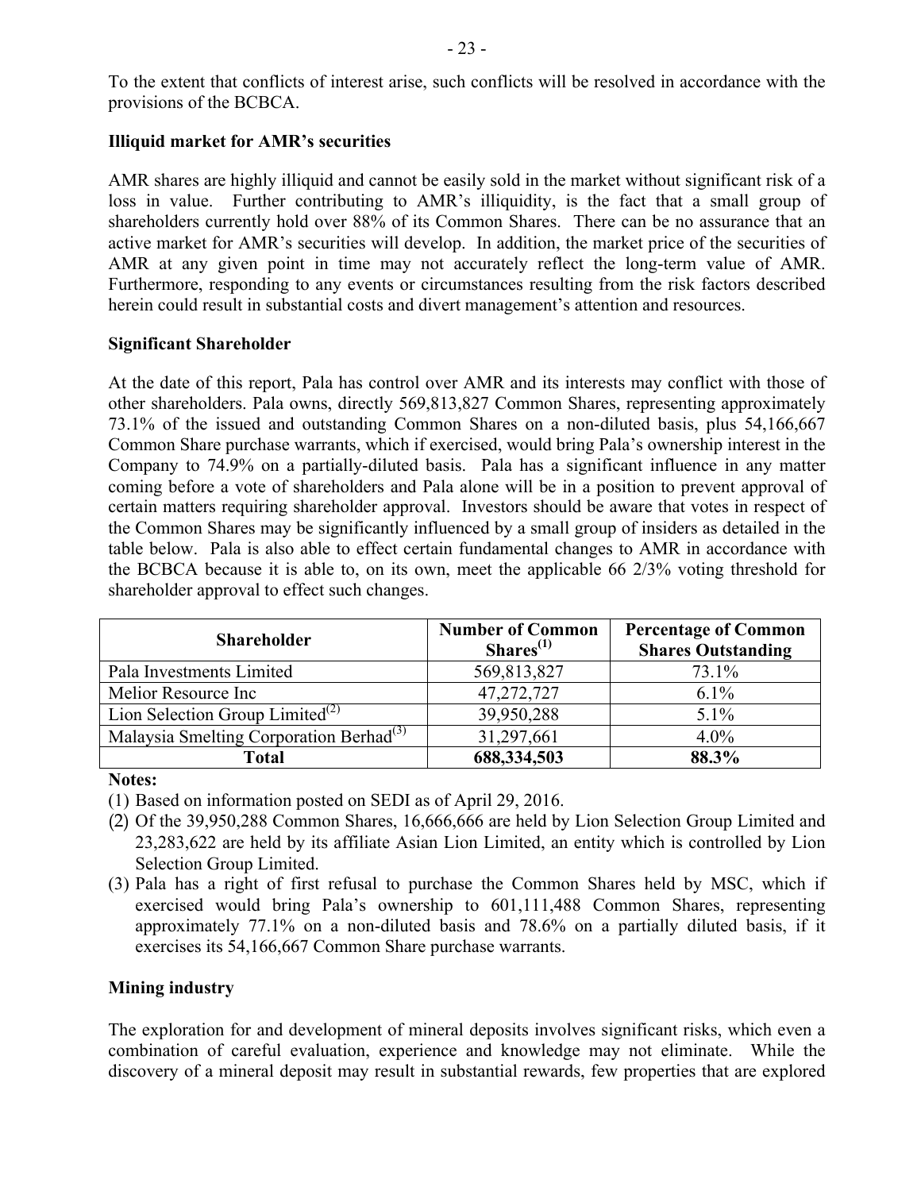To the extent that conflicts of interest arise, such conflicts will be resolved in accordance with the provisions of the BCBCA.

**Illiquid market for AMR's securities**

AMR shares are highly illiquid and cannot be easily sold in the market without significant risk of a loss in value. Further contributing to AMR's illiquidity, is the fact that a small group of shareholders currently hold over 88% of its Common Shares. There can be no assurance that an active market for AMR's securities will develop. In addition, the market price of the securities of AMR at any given point in time may not accurately reflect the long-term value of AMR. Furthermore, responding to any events or circumstances resulting from the risk factors described herein could result in substantial costs and divert management's attention and resources.

**Significant Shareholder**

At the date of this report, Pala has control over AMR and its interests may conflict with those of other shareholders. Pala owns, directly 569,813,827 Common Shares, representing approximately 73.1% of the issued and outstanding Common Shares on a non-diluted basis, plus 54,166,667 Common Share purchase warrants, which if exercised, would bring Pala's ownership interest in the Company to 74.9% on a partially-diluted basis. Pala has a significant influence in any matter coming before a vote of shareholders and Pala alone will be in a position to prevent approval of certain matters requiring shareholder approval. Investors should be aware that votes in respect of the Common Shares may be significantly influenced by a small group of insiders as detailed in the table below. Pala is also able to effect certain fundamental changes to AMR in accordance with the BCBCA because it is able to, on its own, meet the applicable 66 2/3% voting threshold for shareholder approval to effect such changes.

| Shareholder | Number of Common Shares[(1)] | Percentage of Common Shares Outstanding |
|---|---|---|
| Pala Investments Limited | 569,813,827 | 73.1% |
| Melior Resource Inc | 47,272,727 | 6.1% |
| Lion Selection Group Limited[(2)] | 39,950,288 | 5.1% |
| Malaysia Smelting Corporation Berhad[(3)] | 31,297,661 | 4.0% |
| **Total** | **688,334,503** | **88.3%** |

**Notes:**

(1) Based on information posted on SEDI as of April 29, 2016.

(2) Of the 39,950,288 Common Shares, 16,666,666 are held by Lion Selection Group Limited and 23,283,622 are held by its affiliate Asian Lion Limited, an entity which is controlled by Lion Selection Group Limited.

(3) Pala has a right of first refusal to purchase the Common Shares held by MSC, which if exercised would bring Pala's ownership to 601,111,488 Common Shares, representing approximately 77.1% on a non-diluted basis and 78.6% on a partially diluted basis, if it exercises its 54,166,667 Common Share purchase warrants.

**Mining industry**

The exploration for and development of mineral deposits involves significant risks, which even a combination of careful evaluation, experience and knowledge may not eliminate. While the discovery of a mineral deposit may result in substantial rewards, few properties that are explored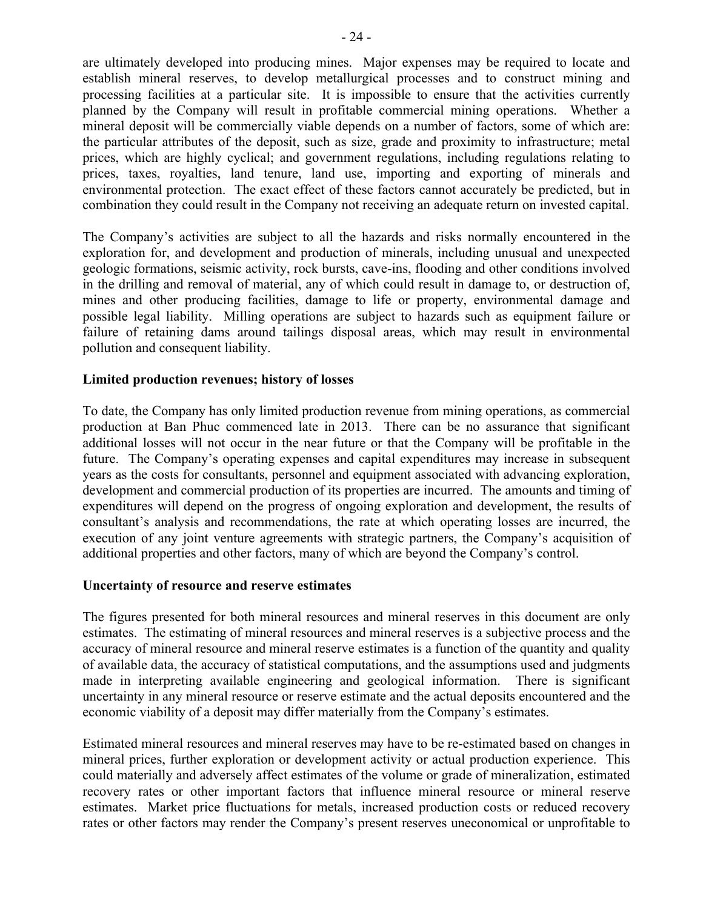are ultimately developed into producing mines. Major expenses may be required to locate and establish mineral reserves, to develop metallurgical processes and to construct mining and processing facilities at a particular site. It is impossible to ensure that the activities currently planned by the Company will result in profitable commercial mining operations. Whether a mineral deposit will be commercially viable depends on a number of factors, some of which are: the particular attributes of the deposit, such as size, grade and proximity to infrastructure; metal prices, which are highly cyclical; and government regulations, including regulations relating to prices, taxes, royalties, land tenure, land use, importing and exporting of minerals and environmental protection. The exact effect of these factors cannot accurately be predicted, but in combination they could result in the Company not receiving an adequate return on invested capital.

The Company's activities are subject to all the hazards and risks normally encountered in the exploration for, and development and production of minerals, including unusual and unexpected geologic formations, seismic activity, rock bursts, cave-ins, flooding and other conditions involved in the drilling and removal of material, any of which could result in damage to, or destruction of, mines and other producing facilities, damage to life or property, environmental damage and possible legal liability. Milling operations are subject to hazards such as equipment failure or failure of retaining dams around tailings disposal areas, which may result in environmental pollution and consequent liability.

**Limited production revenues; history of losses**

To date, the Company has only limited production revenue from mining operations, as commercial production at Ban Phuc commenced late in 2013. There can be no assurance that significant additional losses will not occur in the near future or that the Company will be profitable in the future. The Company's operating expenses and capital expenditures may increase in subsequent years as the costs for consultants, personnel and equipment associated with advancing exploration, development and commercial production of its properties are incurred. The amounts and timing of expenditures will depend on the progress of ongoing exploration and development, the results of consultant's analysis and recommendations, the rate at which operating losses are incurred, the execution of any joint venture agreements with strategic partners, the Company's acquisition of additional properties and other factors, many of which are beyond the Company's control.

**Uncertainty of resource and reserve estimates**

The figures presented for both mineral resources and mineral reserves in this document are only estimates. The estimating of mineral resources and mineral reserves is a subjective process and the accuracy of mineral resource and mineral reserve estimates is a function of the quantity and quality of available data, the accuracy of statistical computations, and the assumptions used and judgments made in interpreting available engineering and geological information. There is significant uncertainty in any mineral resource or reserve estimate and the actual deposits encountered and the economic viability of a deposit may differ materially from the Company's estimates.

Estimated mineral resources and mineral reserves may have to be re-estimated based on changes in mineral prices, further exploration or development activity or actual production experience. This could materially and adversely affect estimates of the volume or grade of mineralization, estimated recovery rates or other important factors that influence mineral resource or mineral reserve estimates. Market price fluctuations for metals, increased production costs or reduced recovery rates or other factors may render the Company's present reserves uneconomical or unprofitable to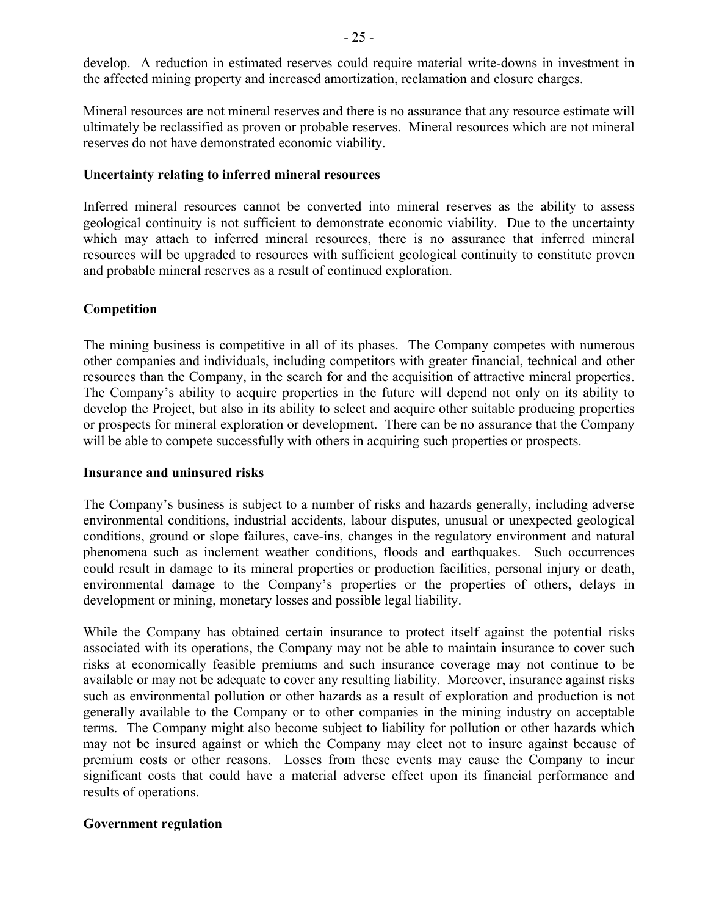develop. A reduction in estimated reserves could require material write-downs in investment in the affected mining property and increased amortization, reclamation and closure charges.

Mineral resources are not mineral reserves and there is no assurance that any resource estimate will ultimately be reclassified as proven or probable reserves. Mineral resources which are not mineral reserves do not have demonstrated economic viability.

**Uncertainty relating to inferred mineral resources**

Inferred mineral resources cannot be converted into mineral reserves as the ability to assess geological continuity is not sufficient to demonstrate economic viability. Due to the uncertainty which may attach to inferred mineral resources, there is no assurance that inferred mineral resources will be upgraded to resources with sufficient geological continuity to constitute proven and probable mineral reserves as a result of continued exploration.

**Competition**

The mining business is competitive in all of its phases. The Company competes with numerous other companies and individuals, including competitors with greater financial, technical and other resources than the Company, in the search for and the acquisition of attractive mineral properties. The Company's ability to acquire properties in the future will depend not only on its ability to develop the Project, but also in its ability to select and acquire other suitable producing properties or prospects for mineral exploration or development. There can be no assurance that the Company will be able to compete successfully with others in acquiring such properties or prospects.

**Insurance and uninsured risks**

The Company's business is subject to a number of risks and hazards generally, including adverse environmental conditions, industrial accidents, labour disputes, unusual or unexpected geological conditions, ground or slope failures, cave-ins, changes in the regulatory environment and natural phenomena such as inclement weather conditions, floods and earthquakes. Such occurrences could result in damage to its mineral properties or production facilities, personal injury or death, environmental damage to the Company's properties or the properties of others, delays in development or mining, monetary losses and possible legal liability.

While the Company has obtained certain insurance to protect itself against the potential risks associated with its operations, the Company may not be able to maintain insurance to cover such risks at economically feasible premiums and such insurance coverage may not continue to be available or may not be adequate to cover any resulting liability. Moreover, insurance against risks such as environmental pollution or other hazards as a result of exploration and production is not generally available to the Company or to other companies in the mining industry on acceptable terms. The Company might also become subject to liability for pollution or other hazards which may not be insured against or which the Company may elect not to insure against because of premium costs or other reasons. Losses from these events may cause the Company to incur significant costs that could have a material adverse effect upon its financial performance and results of operations.

**Government regulation**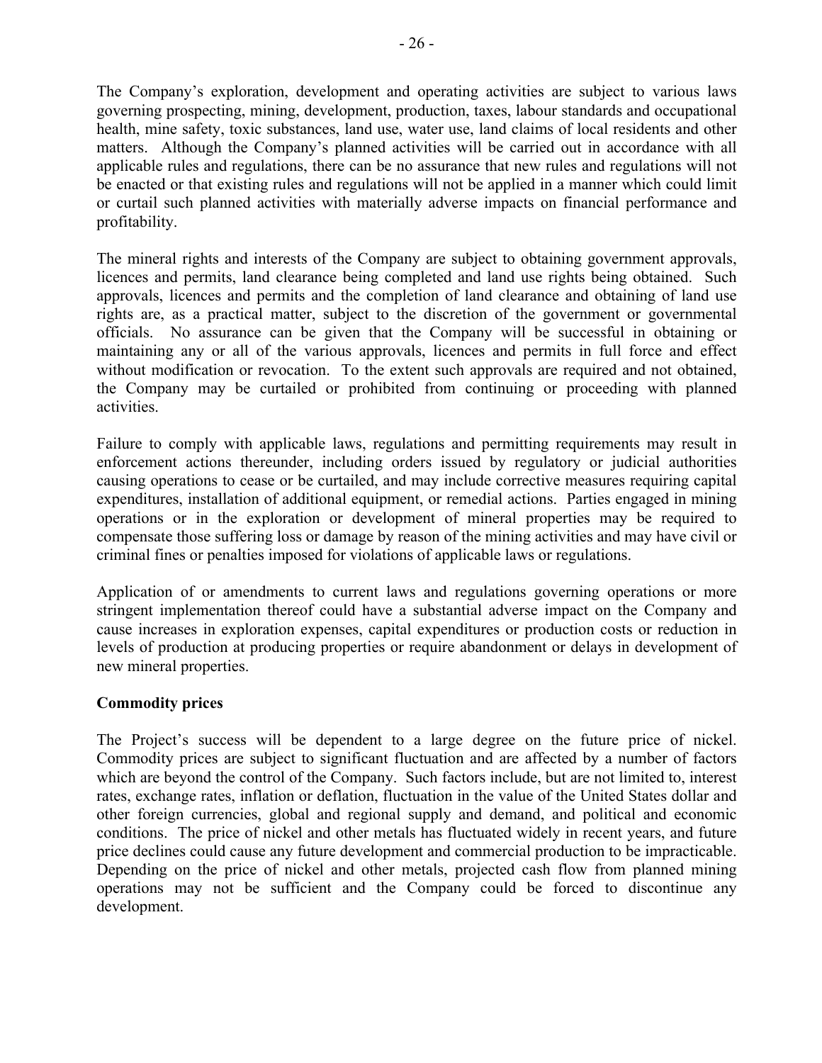The Company's exploration, development and operating activities are subject to various laws governing prospecting, mining, development, production, taxes, labour standards and occupational health, mine safety, toxic substances, land use, water use, land claims of local residents and other matters. Although the Company's planned activities will be carried out in accordance with all applicable rules and regulations, there can be no assurance that new rules and regulations will not be enacted or that existing rules and regulations will not be applied in a manner which could limit or curtail such planned activities with materially adverse impacts on financial performance and profitability.

The mineral rights and interests of the Company are subject to obtaining government approvals, licences and permits, land clearance being completed and land use rights being obtained. Such approvals, licences and permits and the completion of land clearance and obtaining of land use rights are, as a practical matter, subject to the discretion of the government or governmental officials. No assurance can be given that the Company will be successful in obtaining or maintaining any or all of the various approvals, licences and permits in full force and effect without modification or revocation. To the extent such approvals are required and not obtained, the Company may be curtailed or prohibited from continuing or proceeding with planned activities.

Failure to comply with applicable laws, regulations and permitting requirements may result in enforcement actions thereunder, including orders issued by regulatory or judicial authorities causing operations to cease or be curtailed, and may include corrective measures requiring capital expenditures, installation of additional equipment, or remedial actions. Parties engaged in mining operations or in the exploration or development of mineral properties may be required to compensate those suffering loss or damage by reason of the mining activities and may have civil or criminal fines or penalties imposed for violations of applicable laws or regulations.

Application of or amendments to current laws and regulations governing operations or more stringent implementation thereof could have a substantial adverse impact on the Company and cause increases in exploration expenses, capital expenditures or production costs or reduction in levels of production at producing properties or require abandonment or delays in development of new mineral properties.

**Commodity prices**

The Project's success will be dependent to a large degree on the future price of nickel. Commodity prices are subject to significant fluctuation and are affected by a number of factors which are beyond the control of the Company. Such factors include, but are not limited to, interest rates, exchange rates, inflation or deflation, fluctuation in the value of the United States dollar and other foreign currencies, global and regional supply and demand, and political and economic conditions. The price of nickel and other metals has fluctuated widely in recent years, and future price declines could cause any future development and commercial production to be impracticable. Depending on the price of nickel and other metals, projected cash flow from planned mining operations may not be sufficient and the Company could be forced to discontinue any development.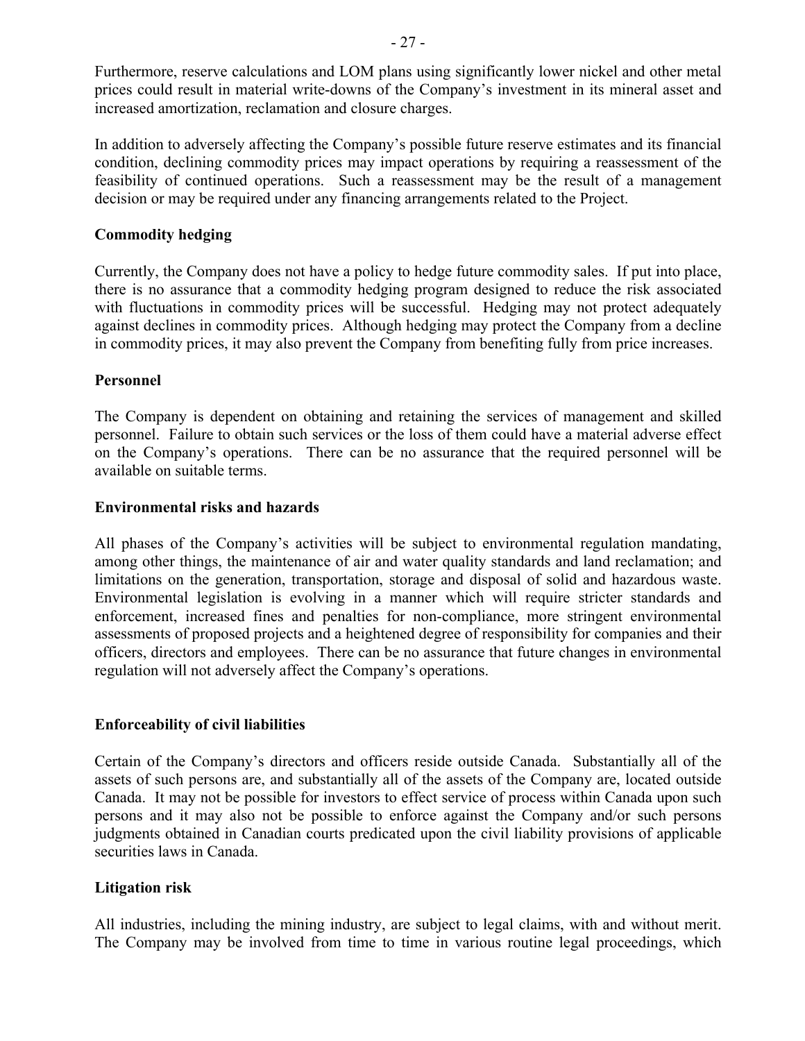Furthermore, reserve calculations and LOM plans using significantly lower nickel and other metal prices could result in material write-downs of the Company's investment in its mineral asset and increased amortization, reclamation and closure charges.

In addition to adversely affecting the Company's possible future reserve estimates and its financial condition, declining commodity prices may impact operations by requiring a reassessment of the feasibility of continued operations. Such a reassessment may be the result of a management decision or may be required under any financing arrangements related to the Project.

**Commodity hedging**

Currently, the Company does not have a policy to hedge future commodity sales. If put into place, there is no assurance that a commodity hedging program designed to reduce the risk associated with fluctuations in commodity prices will be successful. Hedging may not protect adequately against declines in commodity prices. Although hedging may protect the Company from a decline in commodity prices, it may also prevent the Company from benefiting fully from price increases.

**Personnel**

The Company is dependent on obtaining and retaining the services of management and skilled personnel. Failure to obtain such services or the loss of them could have a material adverse effect on the Company's operations. There can be no assurance that the required personnel will be available on suitable terms.

**Environmental risks and hazards**

All phases of the Company's activities will be subject to environmental regulation mandating, among other things, the maintenance of air and water quality standards and land reclamation; and limitations on the generation, transportation, storage and disposal of solid and hazardous waste. Environmental legislation is evolving in a manner which will require stricter standards and enforcement, increased fines and penalties for non-compliance, more stringent environmental assessments of proposed projects and a heightened degree of responsibility for companies and their officers, directors and employees. There can be no assurance that future changes in environmental regulation will not adversely affect the Company's operations.

**Enforceability of civil liabilities**

Certain of the Company's directors and officers reside outside Canada. Substantially all of the assets of such persons are, and substantially all of the assets of the Company are, located outside Canada. It may not be possible for investors to effect service of process within Canada upon such persons and it may also not be possible to enforce against the Company and/or such persons judgments obtained in Canadian courts predicated upon the civil liability provisions of applicable securities laws in Canada.

**Litigation risk**

All industries, including the mining industry, are subject to legal claims, with and without merit. The Company may be involved from time to time in various routine legal proceedings, which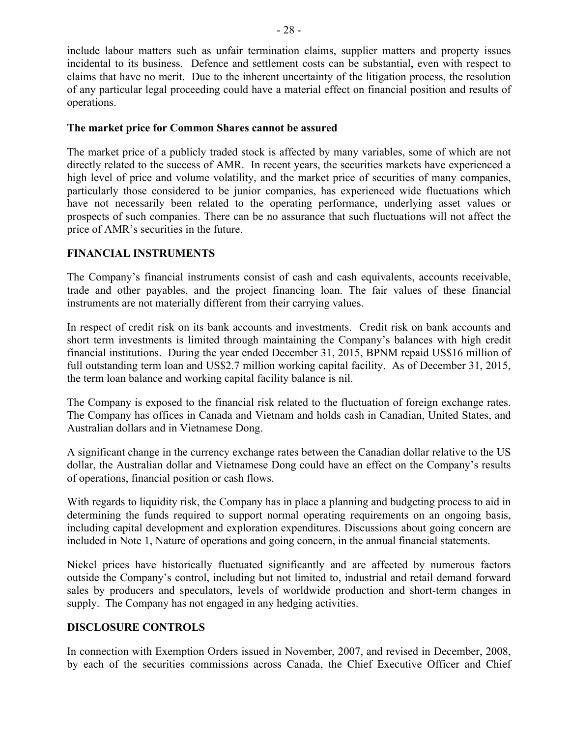include labour matters such as unfair termination claims, supplier matters and property issues incidental to its business. Defence and settlement costs can be substantial, even with respect to claims that have no merit. Due to the inherent uncertainty of the litigation process, the resolution of any particular legal proceeding could have a material effect on financial position and results of operations.

**The market price for Common Shares cannot be assured**

The market price of a publicly traded stock is affected by many variables, some of which are not directly related to the success of AMR. In recent years, the securities markets have experienced a high level of price and volume volatility, and the market price of securities of many companies, particularly those considered to be junior companies, has experienced wide fluctuations which have not necessarily been related to the operating performance, underlying asset values or prospects of such companies. There can be no assurance that such fluctuations will not affect the price of AMR's securities in the future.

## FINANCIAL INSTRUMENTS

The Company's financial instruments consist of cash and cash equivalents, accounts receivable, trade and other payables, and the project financing loan. The fair values of these financial instruments are not materially different from their carrying values.

In respect of credit risk on its bank accounts and investments. Credit risk on bank accounts and short term investments is limited through maintaining the Company's balances with high credit financial institutions. During the year ended December 31, 2015, BPNM repaid US$16 million of full outstanding term loan and US$2.7 million working capital facility. As of December 31, 2015, the term loan balance and working capital facility balance is nil.

The Company is exposed to the financial risk related to the fluctuation of foreign exchange rates. The Company has offices in Canada and Vietnam and holds cash in Canadian, United States, and Australian dollars and in Vietnamese Dong.

A significant change in the currency exchange rates between the Canadian dollar relative to the US dollar, the Australian dollar and Vietnamese Dong could have an effect on the Company's results of operations, financial position or cash flows.

With regards to liquidity risk, the Company has in place a planning and budgeting process to aid in determining the funds required to support normal operating requirements on an ongoing basis, including capital development and exploration expenditures. Discussions about going concern are included in Note 1, Nature of operations and going concern, in the annual financial statements.

Nickel prices have historically fluctuated significantly and are affected by numerous factors outside the Company's control, including but not limited to, industrial and retail demand forward sales by producers and speculators, levels of worldwide production and short-term changes in supply. The Company has not engaged in any hedging activities.

## DISCLOSURE CONTROLS

In connection with Exemption Orders issued in November, 2007, and revised in December, 2008, by each of the securities commissions across Canada, the Chief Executive Officer and Chief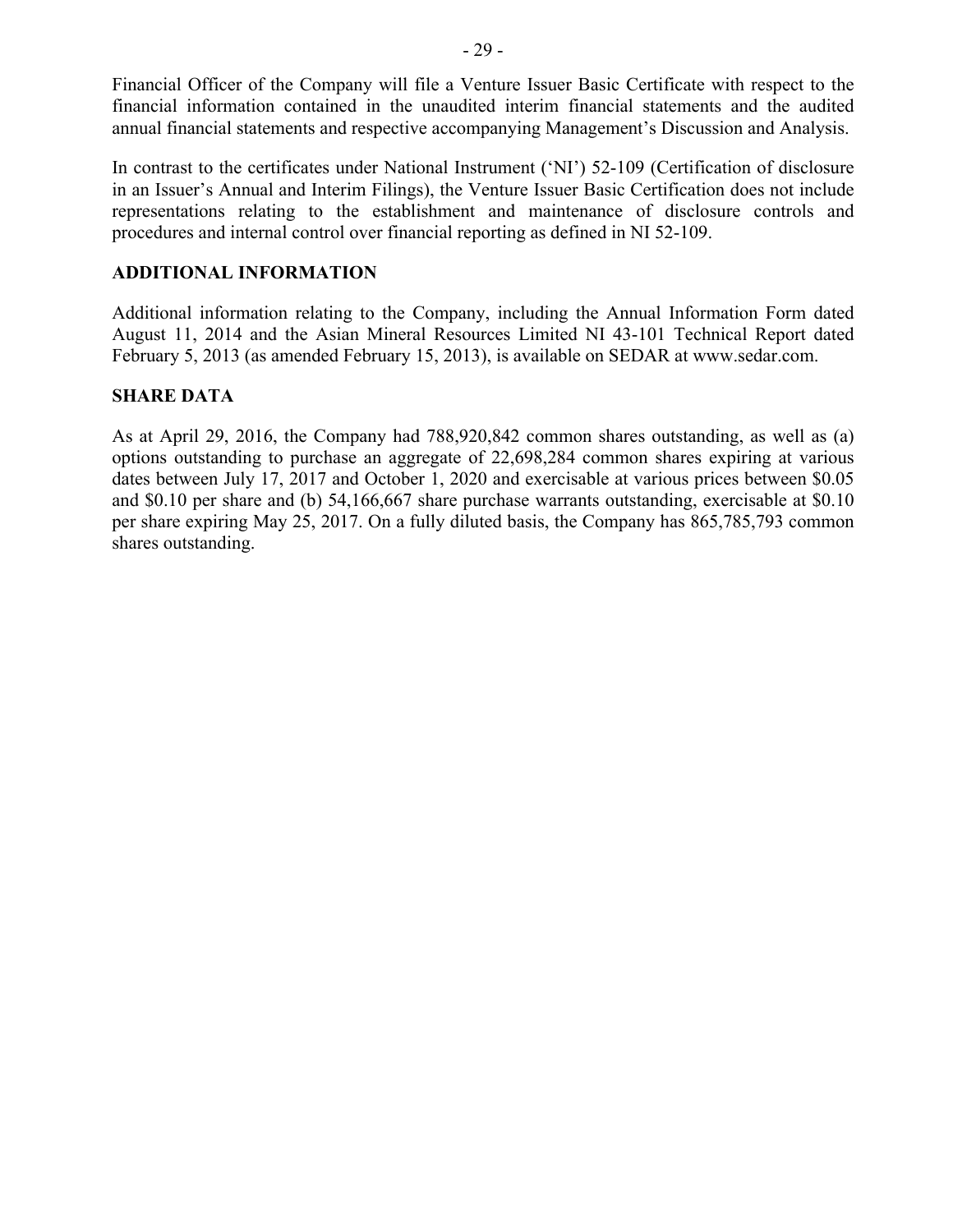Financial Officer of the Company will file a Venture Issuer Basic Certificate with respect to the financial information contained in the unaudited interim financial statements and the audited annual financial statements and respective accompanying Management's Discussion and Analysis.

In contrast to the certificates under National Instrument ('NI') 52-109 (Certification of disclosure in an Issuer's Annual and Interim Filings), the Venture Issuer Basic Certification does not include representations relating to the establishment and maintenance of disclosure controls and procedures and internal control over financial reporting as defined in NI 52-109.

## ADDITIONAL INFORMATION

Additional information relating to the Company, including the Annual Information Form dated August 11, 2014 and the Asian Mineral Resources Limited NI 43-101 Technical Report dated February 5, 2013 (as amended February 15, 2013), is available on SEDAR at www.sedar.com.

## SHARE DATA

As at April 29, 2016, the Company had 788,920,842 common shares outstanding, as well as (a) options outstanding to purchase an aggregate of 22,698,284 common shares expiring at various dates between July 17, 2017 and October 1, 2020 and exercisable at various prices between $0.05 and $0.10 per share and (b) 54,166,667 share purchase warrants outstanding, exercisable at $0.10 per share expiring May 25, 2017. On a fully diluted basis, the Company has 865,785,793 common shares outstanding.